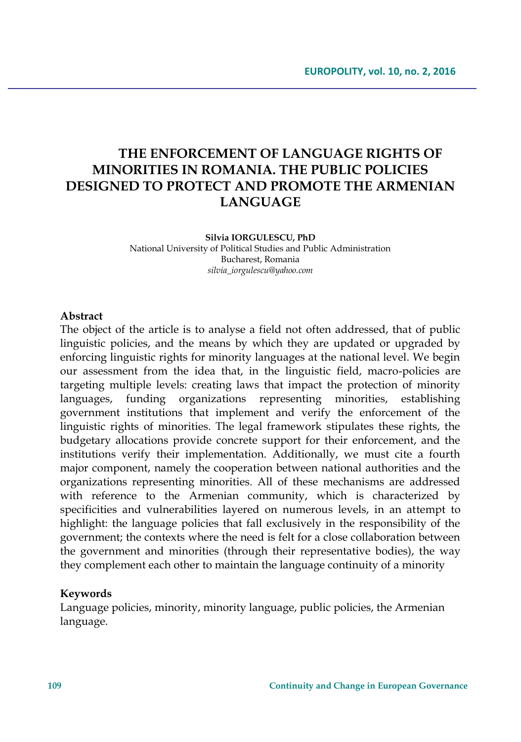# THE ENFORCEMENT OF LANGUAGE RIGHTS OF MINORITIES IN ROMANIA. THE PUBLIC POLICIES DESIGNED TO PROTECT AND PROMOTE THE ARMENIAN LANGUAGE

**Silvia IORGULESCU, PhD**
National University of Political Studies and Public Administration
Bucharest, Romania
*silvia_iorgulescu@yahoo.com*

**Abstract**

The object of the article is to analyse a field not often addressed, that of public linguistic policies, and the means by which they are updated or upgraded by enforcing linguistic rights for minority languages at the national level. We begin our assessment from the idea that, in the linguistic field, macro-policies are targeting multiple levels: creating laws that impact the protection of minority languages, funding organizations representing minorities, establishing government institutions that implement and verify the enforcement of the linguistic rights of minorities. The legal framework stipulates these rights, the budgetary allocations provide concrete support for their enforcement, and the institutions verify their implementation. Additionally, we must cite a fourth major component, namely the cooperation between national authorities and the organizations representing minorities. All of these mechanisms are addressed with reference to the Armenian community, which is characterized by specificities and vulnerabilities layered on numerous levels, in an attempt to highlight: the language policies that fall exclusively in the responsibility of the government; the contexts where the need is felt for a close collaboration between the government and minorities (through their representative bodies), the way they complement each other to maintain the language continuity of a minority

**Keywords**

Language policies, minority, minority language, public policies, the Armenian language.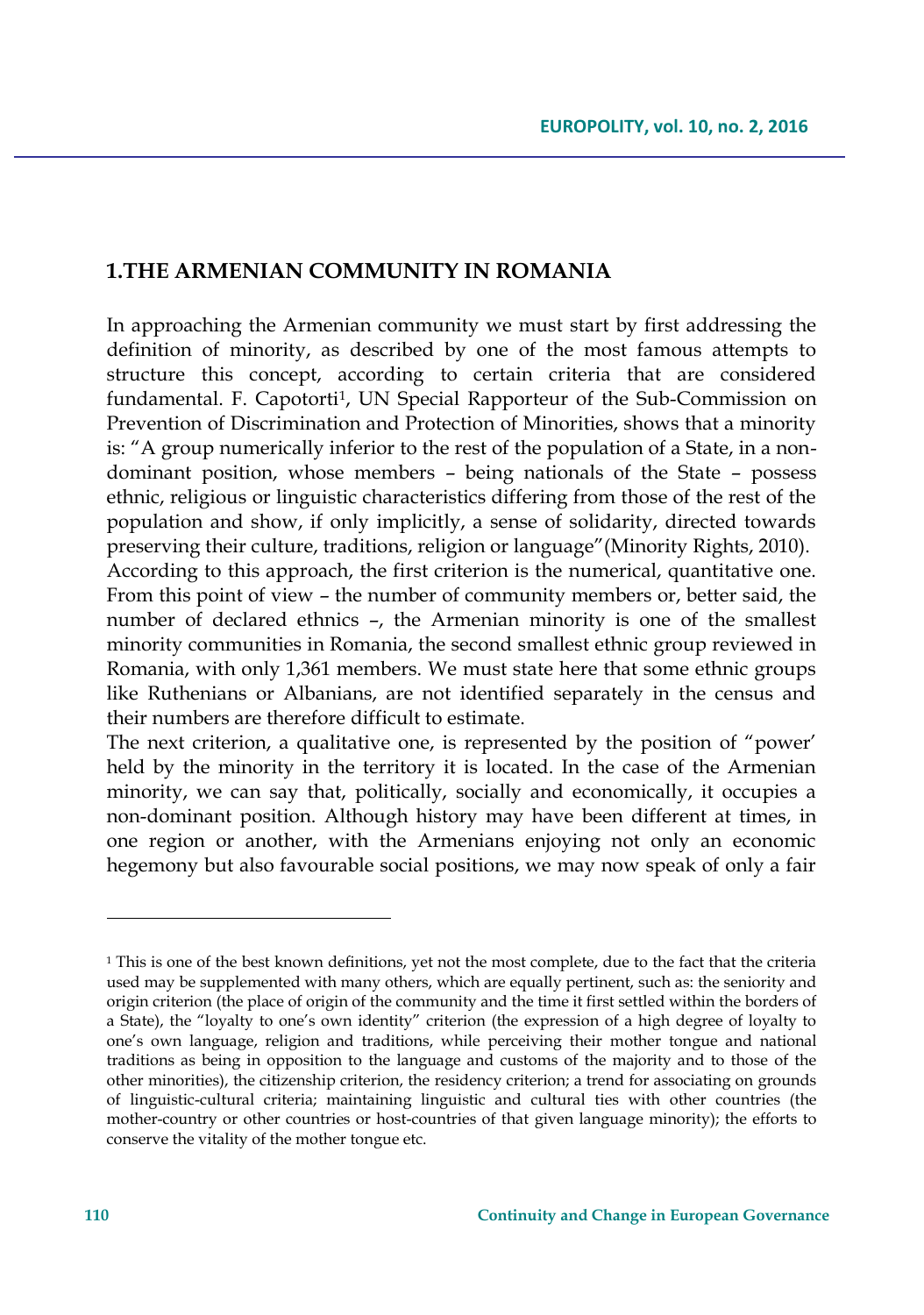## 1.THE ARMENIAN COMMUNITY IN ROMANIA

In approaching the Armenian community we must start by first addressing the definition of minority, as described by one of the most famous attempts to structure this concept, according to certain criteria that are considered fundamental. F. Capotorti[1], UN Special Rapporteur of the Sub-Commission on Prevention of Discrimination and Protection of Minorities, shows that a minority is: "A group numerically inferior to the rest of the population of a State, in a non-dominant position, whose members – being nationals of the State – possess ethnic, religious or linguistic characteristics differing from those of the rest of the population and show, if only implicitly, a sense of solidarity, directed towards preserving their culture, traditions, religion or language"(Minority Rights, 2010).

According to this approach, the first criterion is the numerical, quantitative one. From this point of view – the number of community members or, better said, the number of declared ethnics –, the Armenian minority is one of the smallest minority communities in Romania, the second smallest ethnic group reviewed in Romania, with only 1,361 members. We must state here that some ethnic groups like Ruthenians or Albanians, are not identified separately in the census and their numbers are therefore difficult to estimate.

The next criterion, a qualitative one, is represented by the position of "power' held by the minority in the territory it is located. In the case of the Armenian minority, we can say that, politically, socially and economically, it occupies a non-dominant position. Although history may have been different at times, in one region or another, with the Armenians enjoying not only an economic hegemony but also favourable social positions, we may now speak of only a fair

[1] This is one of the best known definitions, yet not the most complete, due to the fact that the criteria used may be supplemented with many others, which are equally pertinent, such as: the seniority and origin criterion (the place of origin of the community and the time it first settled within the borders of a State), the "loyalty to one's own identity" criterion (the expression of a high degree of loyalty to one's own language, religion and traditions, while perceiving their mother tongue and national traditions as being in opposition to the language and customs of the majority and to those of the other minorities), the citizenship criterion, the residency criterion; a trend for associating on grounds of linguistic-cultural criteria; maintaining linguistic and cultural ties with other countries (the mother-country or other countries or host-countries of that given language minority); the efforts to conserve the vitality of the mother tongue etc.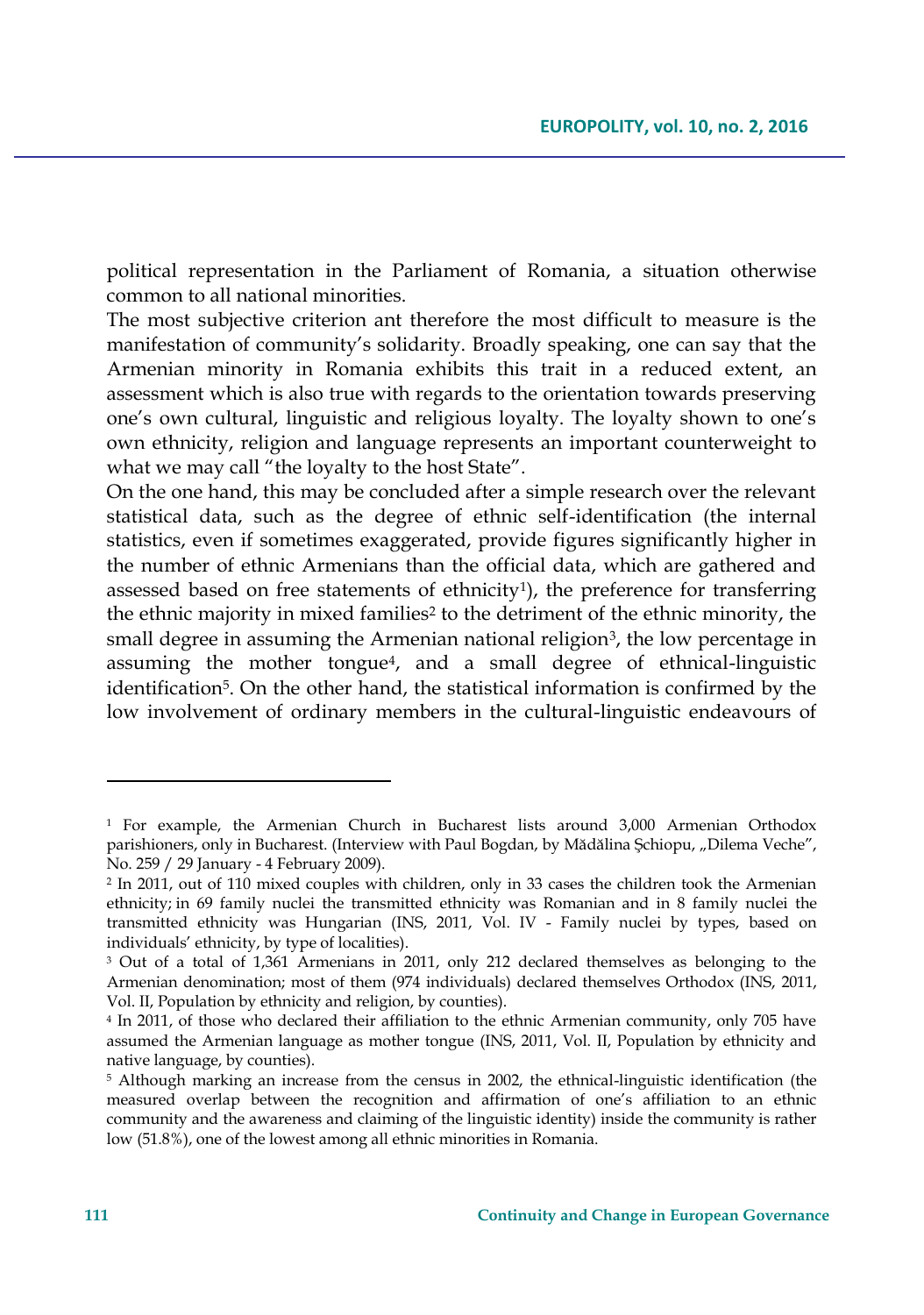political representation in the Parliament of Romania, a situation otherwise common to all national minorities.

The most subjective criterion ant therefore the most difficult to measure is the manifestation of community's solidarity. Broadly speaking, one can say that the Armenian minority in Romania exhibits this trait in a reduced extent, an assessment which is also true with regards to the orientation towards preserving one's own cultural, linguistic and religious loyalty. The loyalty shown to one's own ethnicity, religion and language represents an important counterweight to what we may call "the loyalty to the host State".

On the one hand, this may be concluded after a simple research over the relevant statistical data, such as the degree of ethnic self-identification (the internal statistics, even if sometimes exaggerated, provide figures significantly higher in the number of ethnic Armenians than the official data, which are gathered and assessed based on free statements of ethnicity[1]), the preference for transferring the ethnic majority in mixed families[2] to the detriment of the ethnic minority, the small degree in assuming the Armenian national religion[3], the low percentage in assuming the mother tongue[4], and a small degree of ethnical-linguistic identification[5]. On the other hand, the statistical information is confirmed by the low involvement of ordinary members in the cultural-linguistic endeavours of

---

[1] For example, the Armenian Church in Bucharest lists around 3,000 Armenian Orthodox parishioners, only in Bucharest. (Interview with Paul Bogdan, by Mădălina Şchiopu, „Dilema Veche", No. 259 / 29 January - 4 February 2009).

[2] In 2011, out of 110 mixed couples with children, only in 33 cases the children took the Armenian ethnicity; in 69 family nuclei the transmitted ethnicity was Romanian and in 8 family nuclei the transmitted ethnicity was Hungarian (INS, 2011, Vol. IV - Family nuclei by types, based on individuals' ethnicity, by type of localities).

[3] Out of a total of 1,361 Armenians in 2011, only 212 declared themselves as belonging to the Armenian denomination; most of them (974 individuals) declared themselves Orthodox (INS, 2011, Vol. II, Population by ethnicity and religion, by counties).

[4] In 2011, of those who declared their affiliation to the ethnic Armenian community, only 705 have assumed the Armenian language as mother tongue (INS, 2011, Vol. II, Population by ethnicity and native language, by counties).

[5] Although marking an increase from the census in 2002, the ethnical-linguistic identification (the measured overlap between the recognition and affirmation of one's affiliation to an ethnic community and the awareness and claiming of the linguistic identity) inside the community is rather low (51.8%), one of the lowest among all ethnic minorities in Romania.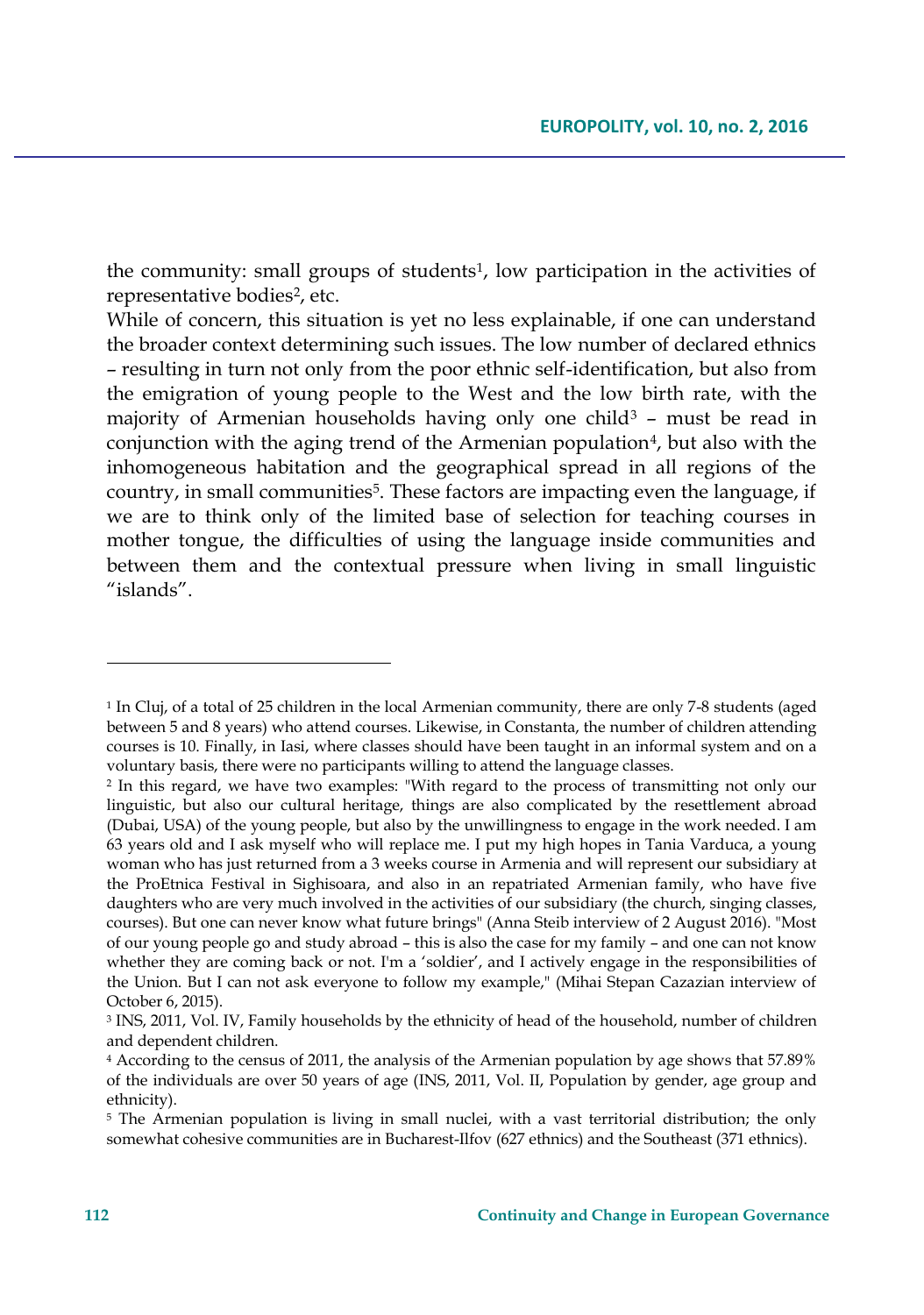the community: small groups of students[1], low participation in the activities of representative bodies[2], etc.

While of concern, this situation is yet no less explainable, if one can understand the broader context determining such issues. The low number of declared ethnics – resulting in turn not only from the poor ethnic self-identification, but also from the emigration of young people to the West and the low birth rate, with the majority of Armenian households having only one child[3] – must be read in conjunction with the aging trend of the Armenian population[4], but also with the inhomogeneous habitation and the geographical spread in all regions of the country, in small communities[5]. These factors are impacting even the language, if we are to think only of the limited base of selection for teaching courses in mother tongue, the difficulties of using the language inside communities and between them and the contextual pressure when living in small linguistic "islands".

---

[1] In Cluj, of a total of 25 children in the local Armenian community, there are only 7-8 students (aged between 5 and 8 years) who attend courses. Likewise, in Constanta, the number of children attending courses is 10. Finally, in Iasi, where classes should have been taught in an informal system and on a voluntary basis, there were no participants willing to attend the language classes.

[2] In this regard, we have two examples: "With regard to the process of transmitting not only our linguistic, but also our cultural heritage, things are also complicated by the resettlement abroad (Dubai, USA) of the young people, but also by the unwillingness to engage in the work needed. I am 63 years old and I ask myself who will replace me. I put my high hopes in Tania Varduca, a young woman who has just returned from a 3 weeks course in Armenia and will represent our subsidiary at the ProEtnica Festival in Sighisoara, and also in an repatriated Armenian family, who have five daughters who are very much involved in the activities of our subsidiary (the church, singing classes, courses). But one can never know what future brings" (Anna Steib interview of 2 August 2016). "Most of our young people go and study abroad – this is also the case for my family – and one can not know whether they are coming back or not. I'm a 'soldier', and I actively engage in the responsibilities of the Union. But I can not ask everyone to follow my example," (Mihai Stepan Cazazian interview of October 6, 2015).

[3] INS, 2011, Vol. IV, Family households by the ethnicity of head of the household, number of children and dependent children.

[4] According to the census of 2011, the analysis of the Armenian population by age shows that 57.89% of the individuals are over 50 years of age (INS, 2011, Vol. II, Population by gender, age group and ethnicity).

[5] The Armenian population is living in small nuclei, with a vast territorial distribution; the only somewhat cohesive communities are in Bucharest-Ilfov (627 ethnics) and the Southeast (371 ethnics).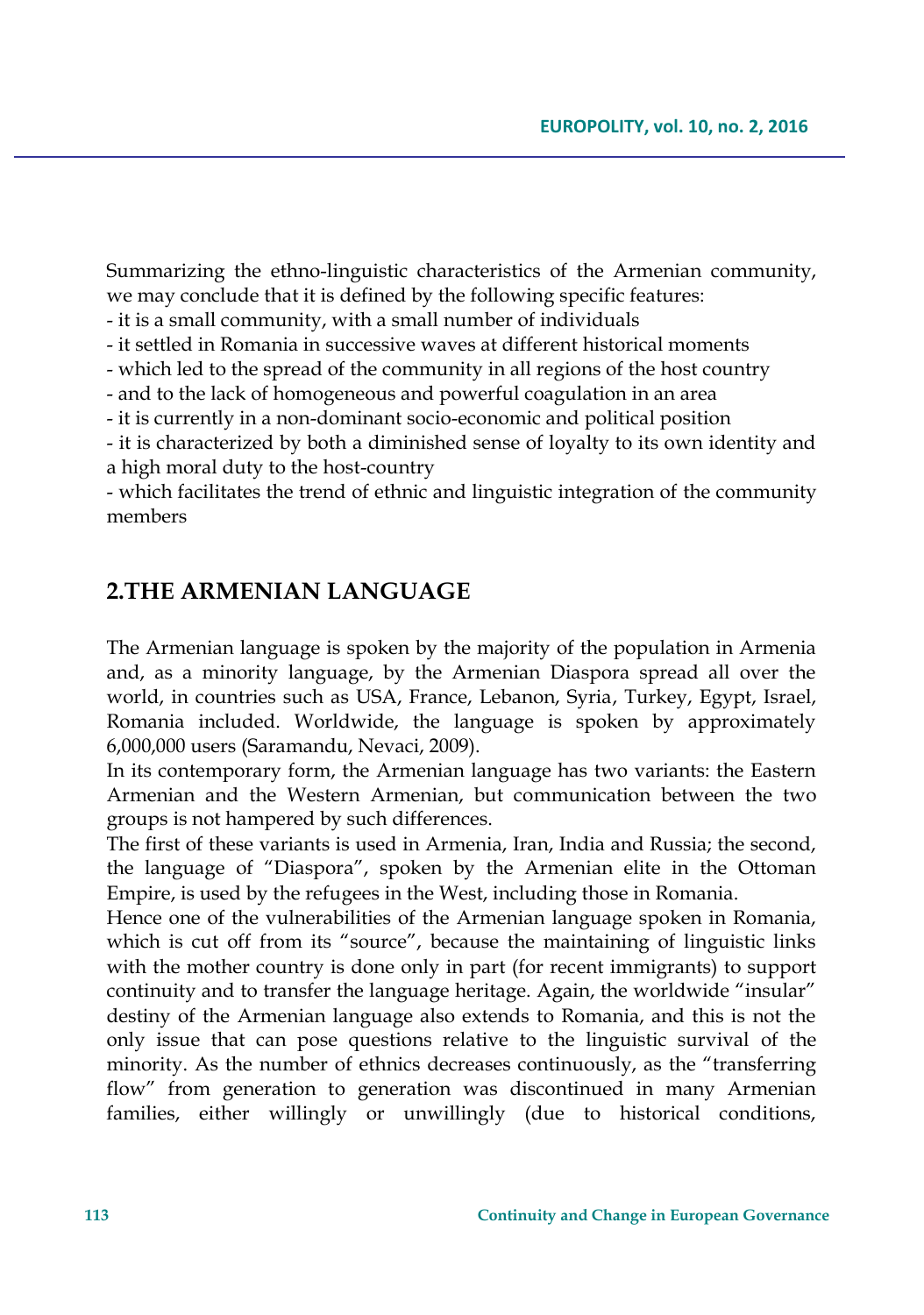Summarizing the ethno-linguistic characteristics of the Armenian community, we may conclude that it is defined by the following specific features:

- it is a small community, with a small number of individuals
- it settled in Romania in successive waves at different historical moments
- which led to the spread of the community in all regions of the host country
- and to the lack of homogeneous and powerful coagulation in an area
- it is currently in a non-dominant socio-economic and political position
- it is characterized by both a diminished sense of loyalty to its own identity and a high moral duty to the host-country
- which facilitates the trend of ethnic and linguistic integration of the community members

## 2.THE ARMENIAN LANGUAGE

The Armenian language is spoken by the majority of the population in Armenia and, as a minority language, by the Armenian Diaspora spread all over the world, in countries such as USA, France, Lebanon, Syria, Turkey, Egypt, Israel, Romania included. Worldwide, the language is spoken by approximately 6,000,000 users (Saramandu, Nevaci, 2009).

In its contemporary form, the Armenian language has two variants: the Eastern Armenian and the Western Armenian, but communication between the two groups is not hampered by such differences.

The first of these variants is used in Armenia, Iran, India and Russia; the second, the language of "Diaspora", spoken by the Armenian elite in the Ottoman Empire, is used by the refugees in the West, including those in Romania.

Hence one of the vulnerabilities of the Armenian language spoken in Romania, which is cut off from its "source", because the maintaining of linguistic links with the mother country is done only in part (for recent immigrants) to support continuity and to transfer the language heritage. Again, the worldwide "insular" destiny of the Armenian language also extends to Romania, and this is not the only issue that can pose questions relative to the linguistic survival of the minority. As the number of ethnics decreases continuously, as the "transferring flow" from generation to generation was discontinued in many Armenian families, either willingly or unwillingly (due to historical conditions,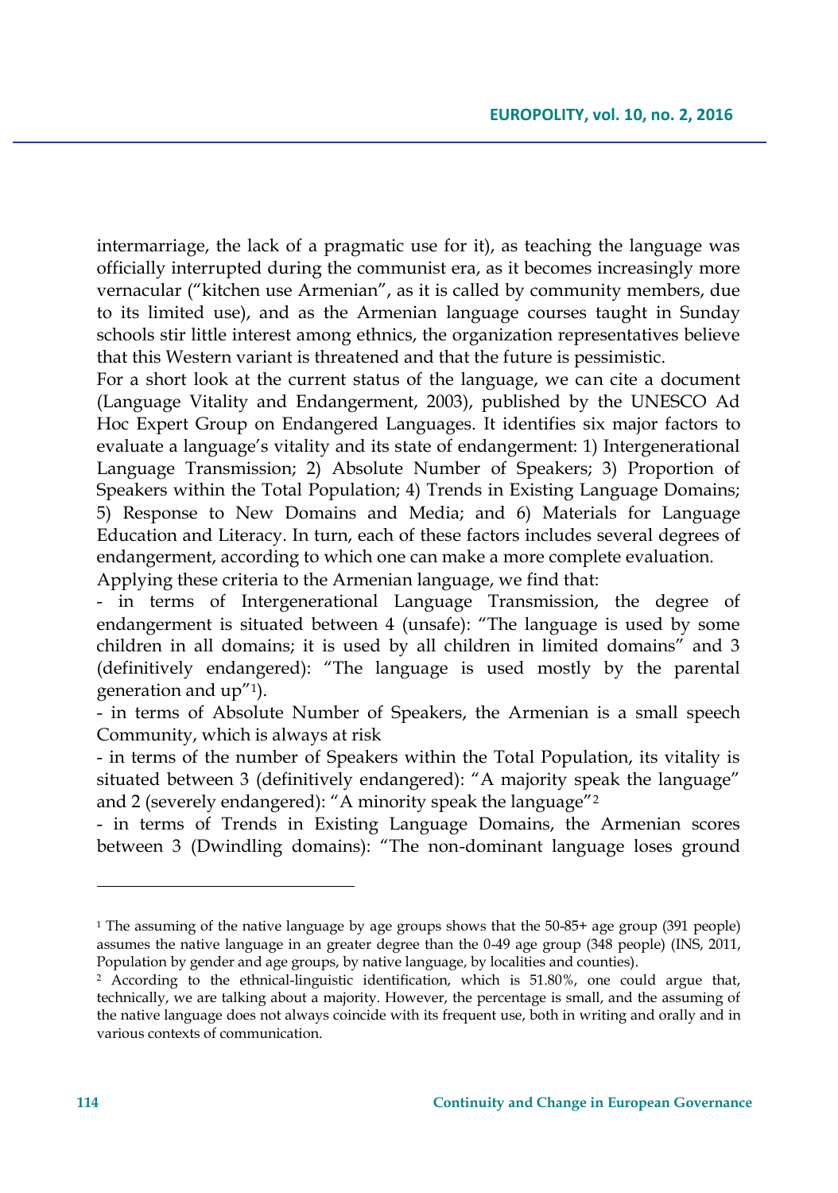intermarriage, the lack of a pragmatic use for it), as teaching the language was officially interrupted during the communist era, as it becomes increasingly more vernacular ("kitchen use Armenian", as it is called by community members, due to its limited use), and as the Armenian language courses taught in Sunday schools stir little interest among ethnics, the organization representatives believe that this Western variant is threatened and that the future is pessimistic.

For a short look at the current status of the language, we can cite a document (Language Vitality and Endangerment, 2003), published by the UNESCO Ad Hoc Expert Group on Endangered Languages. It identifies six major factors to evaluate a language's vitality and its state of endangerment: 1) Intergenerational Language Transmission; 2) Absolute Number of Speakers; 3) Proportion of Speakers within the Total Population; 4) Trends in Existing Language Domains; 5) Response to New Domains and Media; and 6) Materials for Language Education and Literacy. In turn, each of these factors includes several degrees of endangerment, according to which one can make a more complete evaluation.

Applying these criteria to the Armenian language, we find that:

- in terms of Intergenerational Language Transmission, the degree of endangerment is situated between 4 (unsafe): "The language is used by some children in all domains; it is used by all children in limited domains" and 3 (definitively endangered): "The language is used mostly by the parental generation and up"[1]).
- in terms of Absolute Number of Speakers, the Armenian is a small speech Community, which is always at risk
- in terms of the number of Speakers within the Total Population, its vitality is situated between 3 (definitively endangered): "A majority speak the language" and 2 (severely endangered): "A minority speak the language"[2]
- in terms of Trends in Existing Language Domains, the Armenian scores between 3 (Dwindling domains): "The non-dominant language loses ground

---

[1] The assuming of the native language by age groups shows that the 50-85+ age group (391 people) assumes the native language in an greater degree than the 0-49 age group (348 people) (INS, 2011, Population by gender and age groups, by native language, by localities and counties).

[2] According to the ethnical-linguistic identification, which is 51.80%, one could argue that, technically, we are talking about a majority. However, the percentage is small, and the assuming of the native language does not always coincide with its frequent use, both in writing and orally and in various contexts of communication.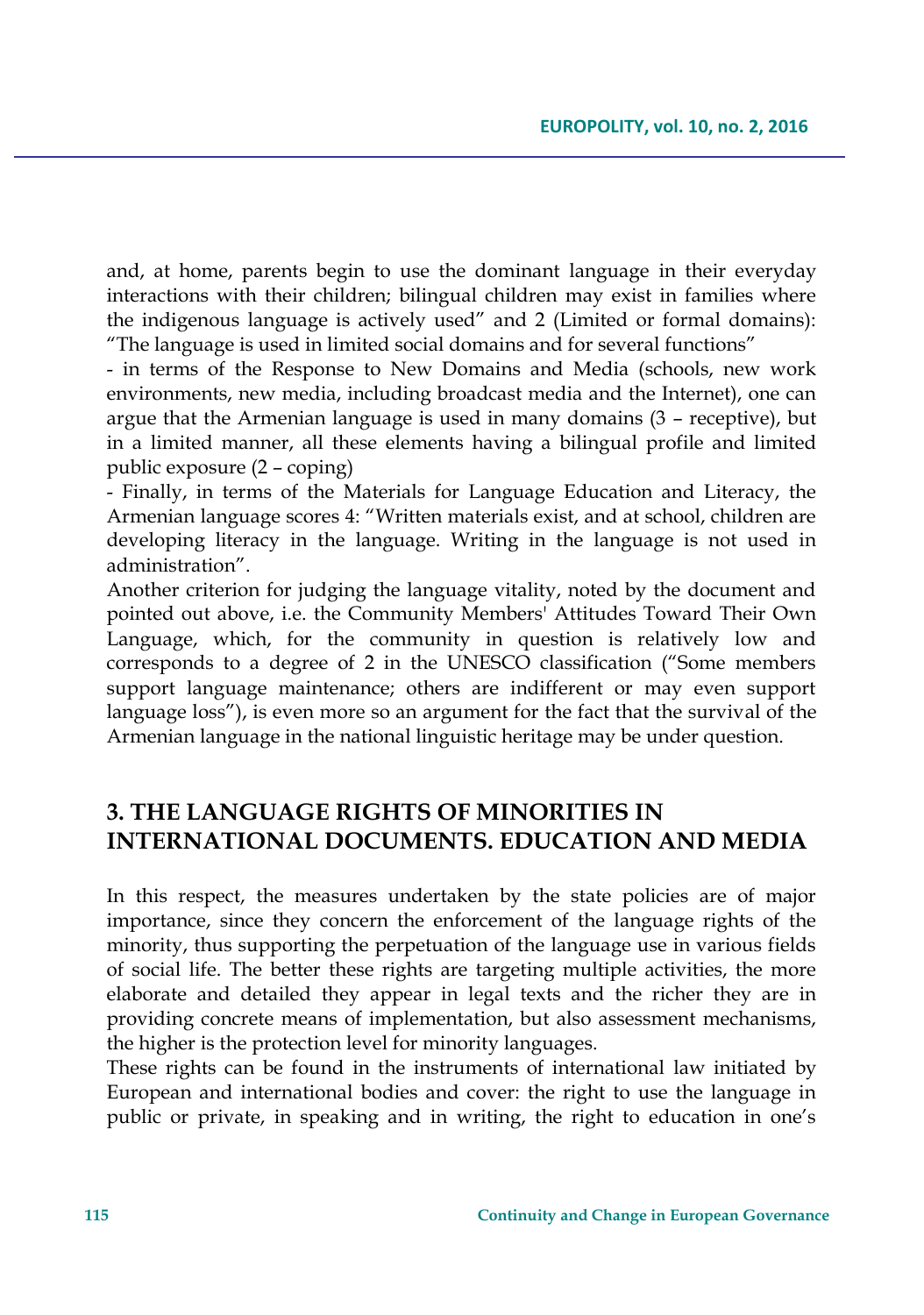and, at home, parents begin to use the dominant language in their everyday interactions with their children; bilingual children may exist in families where the indigenous language is actively used" and 2 (Limited or formal domains): "The language is used in limited social domains and for several functions"

- in terms of the Response to New Domains and Media (schools, new work environments, new media, including broadcast media and the Internet), one can argue that the Armenian language is used in many domains (3 – receptive), but in a limited manner, all these elements having a bilingual profile and limited public exposure (2 – coping)

- Finally, in terms of the Materials for Language Education and Literacy, the Armenian language scores 4: "Written materials exist, and at school, children are developing literacy in the language. Writing in the language is not used in administration".

Another criterion for judging the language vitality, noted by the document and pointed out above, i.e. the Community Members' Attitudes Toward Their Own Language, which, for the community in question is relatively low and corresponds to a degree of 2 in the UNESCO classification ("Some members support language maintenance; others are indifferent or may even support language loss"), is even more so an argument for the fact that the survival of the Armenian language in the national linguistic heritage may be under question.

## 3. THE LANGUAGE RIGHTS OF MINORITIES IN INTERNATIONAL DOCUMENTS. EDUCATION AND MEDIA

In this respect, the measures undertaken by the state policies are of major importance, since they concern the enforcement of the language rights of the minority, thus supporting the perpetuation of the language use in various fields of social life. The better these rights are targeting multiple activities, the more elaborate and detailed they appear in legal texts and the richer they are in providing concrete means of implementation, but also assessment mechanisms, the higher is the protection level for minority languages.

These rights can be found in the instruments of international law initiated by European and international bodies and cover: the right to use the language in public or private, in speaking and in writing, the right to education in one's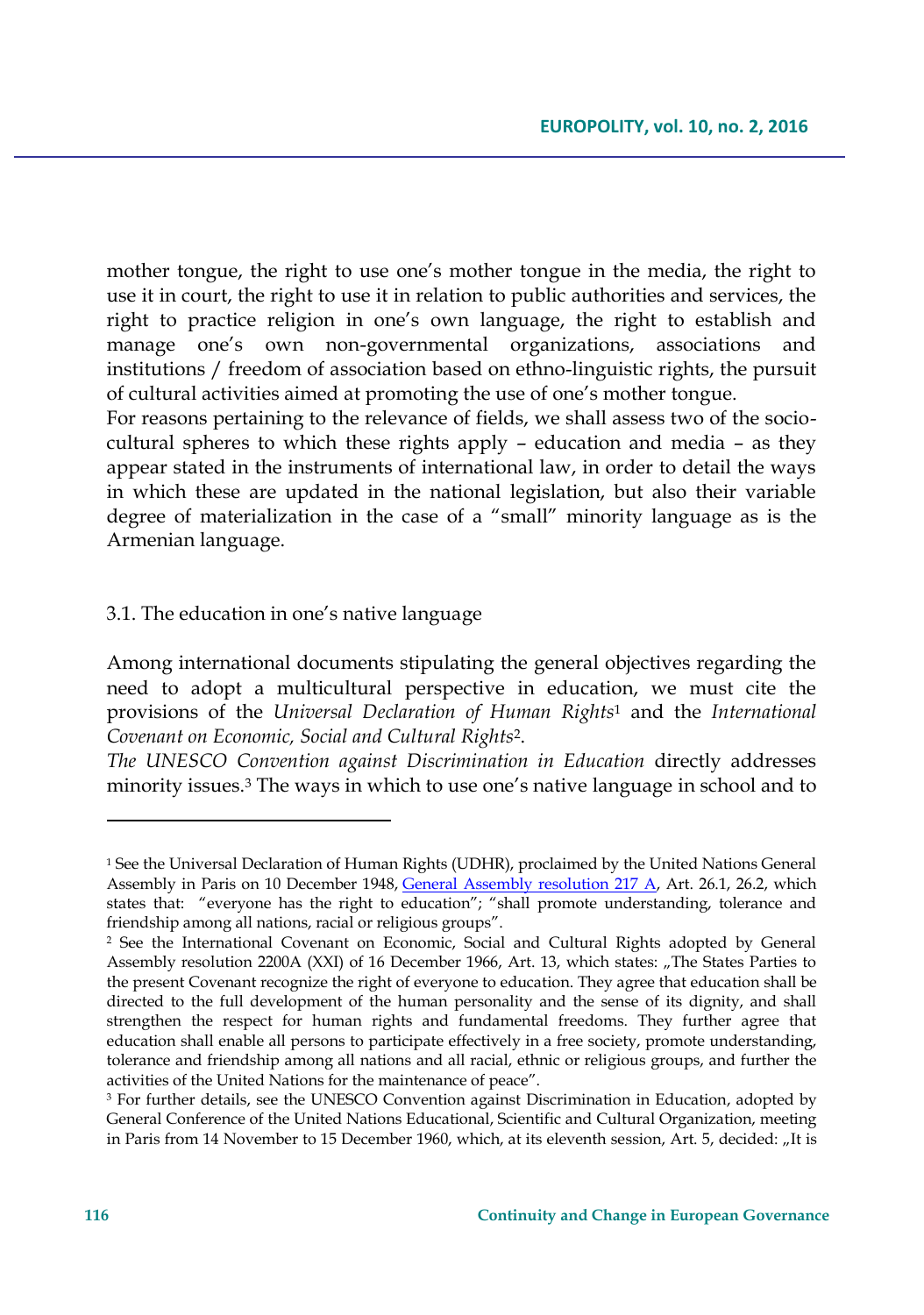mother tongue, the right to use one's mother tongue in the media, the right to use it in court, the right to use it in relation to public authorities and services, the right to practice religion in one's own language, the right to establish and manage one's own non-governmental organizations, associations and institutions / freedom of association based on ethno-linguistic rights, the pursuit of cultural activities aimed at promoting the use of one's mother tongue.
For reasons pertaining to the relevance of fields, we shall assess two of the socio-cultural spheres to which these rights apply – education and media – as they appear stated in the instruments of international law, in order to detail the ways in which these are updated in the national legislation, but also their variable degree of materialization in the case of a "small" minority language as is the Armenian language.

### 3.1. The education in one's native language

Among international documents stipulating the general objectives regarding the need to adopt a multicultural perspective in education, we must cite the provisions of the *Universal Declaration of Human Rights*[1] and the *International Covenant on Economic, Social and Cultural Rights*[2].
*The UNESCO Convention against Discrimination in Education* directly addresses minority issues.[3] The ways in which to use one's native language in school and to

---

[1] See the Universal Declaration of Human Rights (UDHR), proclaimed by the United Nations General Assembly in Paris on 10 December 1948, General Assembly resolution 217 A, Art. 26.1, 26.2, which states that: "everyone has the right to education"; "shall promote understanding, tolerance and friendship among all nations, racial or religious groups".

[2] See the International Covenant on Economic, Social and Cultural Rights adopted by General Assembly resolution 2200A (XXI) of 16 December 1966, Art. 13, which states: „The States Parties to the present Covenant recognize the right of everyone to education. They agree that education shall be directed to the full development of the human personality and the sense of its dignity, and shall strengthen the respect for human rights and fundamental freedoms. They further agree that education shall enable all persons to participate effectively in a free society, promote understanding, tolerance and friendship among all nations and all racial, ethnic or religious groups, and further the activities of the United Nations for the maintenance of peace".

[3] For further details, see the UNESCO Convention against Discrimination in Education, adopted by General Conference of the United Nations Educational, Scientific and Cultural Organization, meeting in Paris from 14 November to 15 December 1960, which, at its eleventh session, Art. 5, decided: „It is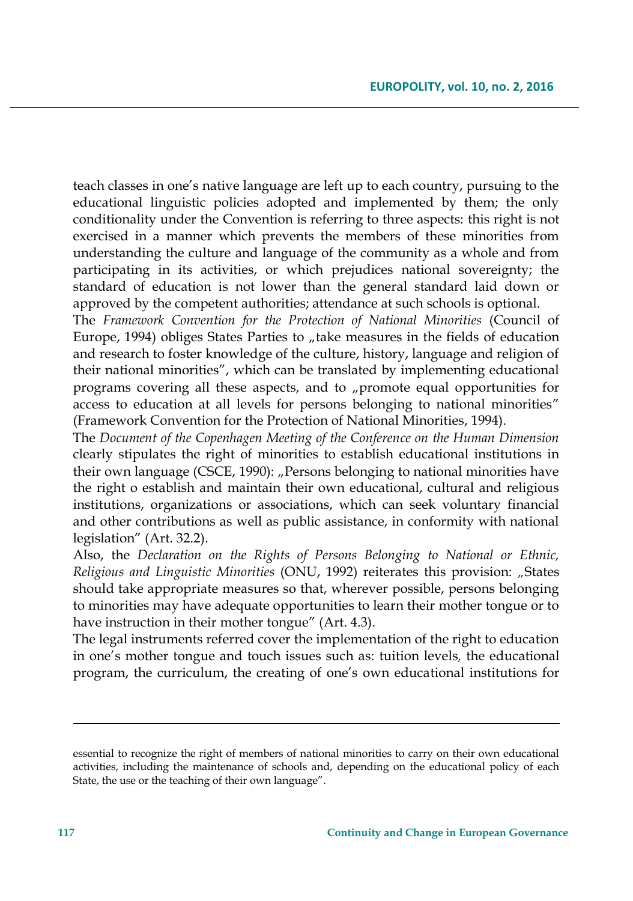teach classes in one's native language are left up to each country, pursuing to the educational linguistic policies adopted and implemented by them; the only conditionality under the Convention is referring to three aspects: this right is not exercised in a manner which prevents the members of these minorities from understanding the culture and language of the community as a whole and from participating in its activities, or which prejudices national sovereignty; the standard of education is not lower than the general standard laid down or approved by the competent authorities; attendance at such schools is optional.

The *Framework Convention for the Protection of National Minorities* (Council of Europe, 1994) obliges States Parties to „take measures in the fields of education and research to foster knowledge of the culture, history, language and religion of their national minorities", which can be translated by implementing educational programs covering all these aspects, and to „promote equal opportunities for access to education at all levels for persons belonging to national minorities" (Framework Convention for the Protection of National Minorities, 1994).

The *Document of the Copenhagen Meeting of the Conference on the Human Dimension* clearly stipulates the right of minorities to establish educational institutions in their own language (CSCE, 1990): „Persons belonging to national minorities have the right o establish and maintain their own educational, cultural and religious institutions, organizations or associations, which can seek voluntary financial and other contributions as well as public assistance, in conformity with national legislation" (Art. 32.2).

Also, the *Declaration on the Rights of Persons Belonging to National or Ethnic, Religious and Linguistic Minorities* (ONU, 1992) reiterates this provision: „States should take appropriate measures so that, wherever possible, persons belonging to minorities may have adequate opportunities to learn their mother tongue or to have instruction in their mother tongue" (Art. 4.3).

The legal instruments referred cover the implementation of the right to education in one's mother tongue and touch issues such as: tuition levels, the educational program, the curriculum, the creating of one's own educational institutions for

---

essential to recognize the right of members of national minorities to carry on their own educational activities, including the maintenance of schools and, depending on the educational policy of each State, the use or the teaching of their own language".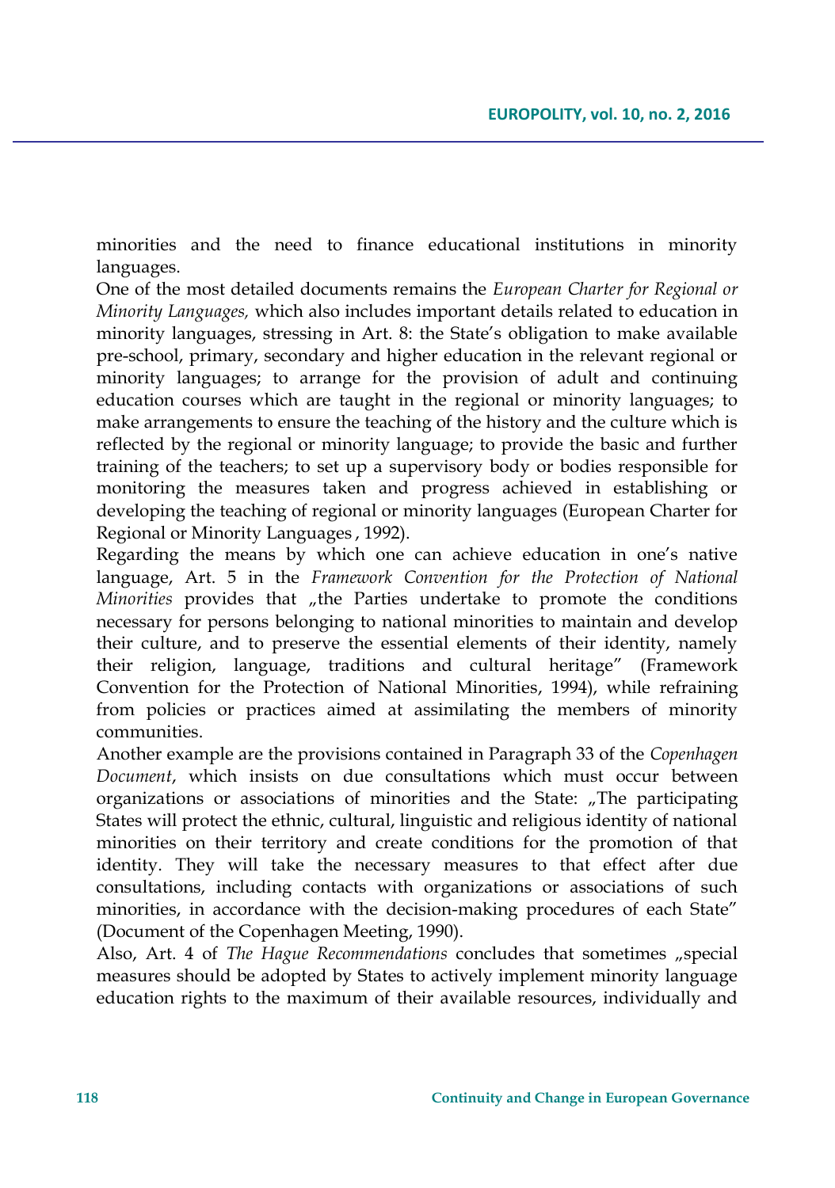minorities and the need to finance educational institutions in minority languages.

One of the most detailed documents remains the *European Charter for Regional or Minority Languages,* which also includes important details related to education in minority languages, stressing in Art. 8: the State's obligation to make available pre-school, primary, secondary and higher education in the relevant regional or minority languages; to arrange for the provision of adult and continuing education courses which are taught in the regional or minority languages; to make arrangements to ensure the teaching of the history and the culture which is reflected by the regional or minority language; to provide the basic and further training of the teachers; to set up a supervisory body or bodies responsible for monitoring the measures taken and progress achieved in establishing or developing the teaching of regional or minority languages (European Charter for Regional or Minority Languages , 1992).

Regarding the means by which one can achieve education in one's native language, Art. 5 in the *Framework Convention for the Protection of National Minorities* provides that „the Parties undertake to promote the conditions necessary for persons belonging to national minorities to maintain and develop their culture, and to preserve the essential elements of their identity, namely their religion, language, traditions and cultural heritage" (Framework Convention for the Protection of National Minorities, 1994), while refraining from policies or practices aimed at assimilating the members of minority communities.

Another example are the provisions contained in Paragraph 33 of the *Copenhagen Document*, which insists on due consultations which must occur between organizations or associations of minorities and the State: „The participating States will protect the ethnic, cultural, linguistic and religious identity of national minorities on their territory and create conditions for the promotion of that identity. They will take the necessary measures to that effect after due consultations, including contacts with organizations or associations of such minorities, in accordance with the decision-making procedures of each State" (Document of the Copenhagen Meeting, 1990).

Also, Art. 4 of *The Hague Recommendations* concludes that sometimes „special measures should be adopted by States to actively implement minority language education rights to the maximum of their available resources, individually and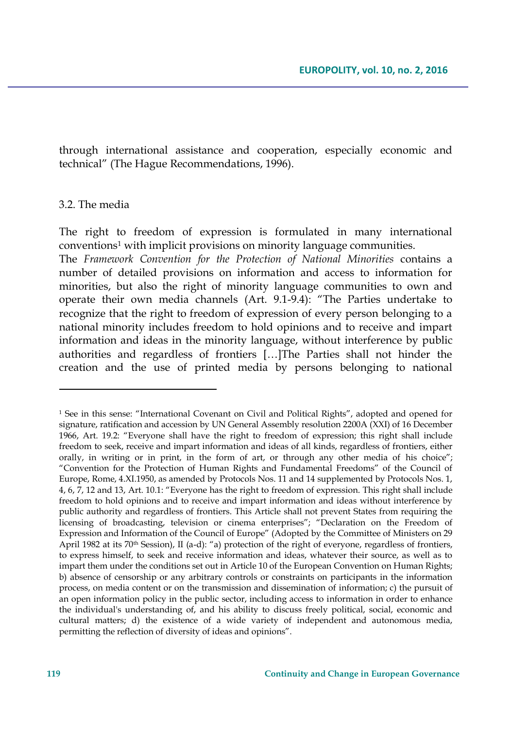through international assistance and cooperation, especially economic and technical" (The Hague Recommendations, 1996).

### 3.2. The media

The right to freedom of expression is formulated in many international conventions[1] with implicit provisions on minority language communities.

The *Framework Convention for the Protection of National Minorities* contains a number of detailed provisions on information and access to information for minorities, but also the right of minority language communities to own and operate their own media channels (Art. 9.1-9.4): "The Parties undertake to recognize that the right to freedom of expression of every person belonging to a national minority includes freedom to hold opinions and to receive and impart information and ideas in the minority language, without interference by public authorities and regardless of frontiers […]The Parties shall not hinder the creation and the use of printed media by persons belonging to national

---

[1] See in this sense: "International Covenant on Civil and Political Rights", adopted and opened for signature, ratification and accession by UN General Assembly resolution 2200A (XXI) of 16 December 1966, Art. 19.2: "Everyone shall have the right to freedom of expression; this right shall include freedom to seek, receive and impart information and ideas of all kinds, regardless of frontiers, either orally, in writing or in print, in the form of art, or through any other media of his choice"; "Convention for the Protection of Human Rights and Fundamental Freedoms" of the Council of Europe, Rome, 4.XI.1950, as amended by Protocols Nos. 11 and 14 supplemented by Protocols Nos. 1, 4, 6, 7, 12 and 13, Art. 10.1: "Everyone has the right to freedom of expression. This right shall include freedom to hold opinions and to receive and impart information and ideas without interference by public authority and regardless of frontiers. This Article shall not prevent States from requiring the licensing of broadcasting, television or cinema enterprises"; "Declaration on the Freedom of Expression and Information of the Council of Europe" (Adopted by the Committee of Ministers on 29 April 1982 at its 70th Session), II (a-d): "a) protection of the right of everyone, regardless of frontiers, to express himself, to seek and receive information and ideas, whatever their source, as well as to impart them under the conditions set out in Article 10 of the European Convention on Human Rights; b) absence of censorship or any arbitrary controls or constraints on participants in the information process, on media content or on the transmission and dissemination of information; c) the pursuit of an open information policy in the public sector, including access to information in order to enhance the individual's understanding of, and his ability to discuss freely political, social, economic and cultural matters; d) the existence of a wide variety of independent and autonomous media, permitting the reflection of diversity of ideas and opinions".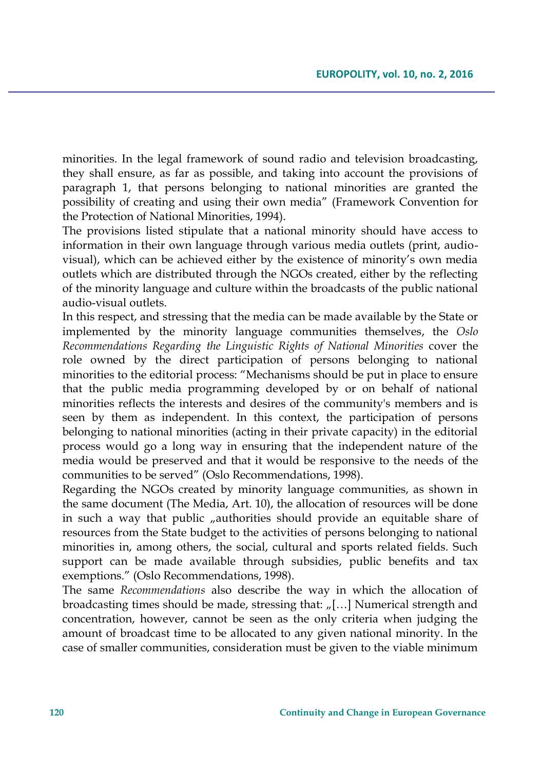minorities. In the legal framework of sound radio and television broadcasting, they shall ensure, as far as possible, and taking into account the provisions of paragraph 1, that persons belonging to national minorities are granted the possibility of creating and using their own media" (Framework Convention for the Protection of National Minorities, 1994).

The provisions listed stipulate that a national minority should have access to information in their own language through various media outlets (print, audio-visual), which can be achieved either by the existence of minority's own media outlets which are distributed through the NGOs created, either by the reflecting of the minority language and culture within the broadcasts of the public national audio-visual outlets.

In this respect, and stressing that the media can be made available by the State or implemented by the minority language communities themselves, the *Oslo Recommendations Regarding the Linguistic Rights of National Minorities* cover the role owned by the direct participation of persons belonging to national minorities to the editorial process: "Mechanisms should be put in place to ensure that the public media programming developed by or on behalf of national minorities reflects the interests and desires of the community's members and is seen by them as independent. In this context, the participation of persons belonging to national minorities (acting in their private capacity) in the editorial process would go a long way in ensuring that the independent nature of the media would be preserved and that it would be responsive to the needs of the communities to be served" (Oslo Recommendations, 1998).

Regarding the NGOs created by minority language communities, as shown in the same document (The Media, Art. 10), the allocation of resources will be done in such a way that public „authorities should provide an equitable share of resources from the State budget to the activities of persons belonging to national minorities in, among others, the social, cultural and sports related fields. Such support can be made available through subsidies, public benefits and tax exemptions." (Oslo Recommendations, 1998).

The same *Recommendations* also describe the way in which the allocation of broadcasting times should be made, stressing that: „[…] Numerical strength and concentration, however, cannot be seen as the only criteria when judging the amount of broadcast time to be allocated to any given national minority. In the case of smaller communities, consideration must be given to the viable minimum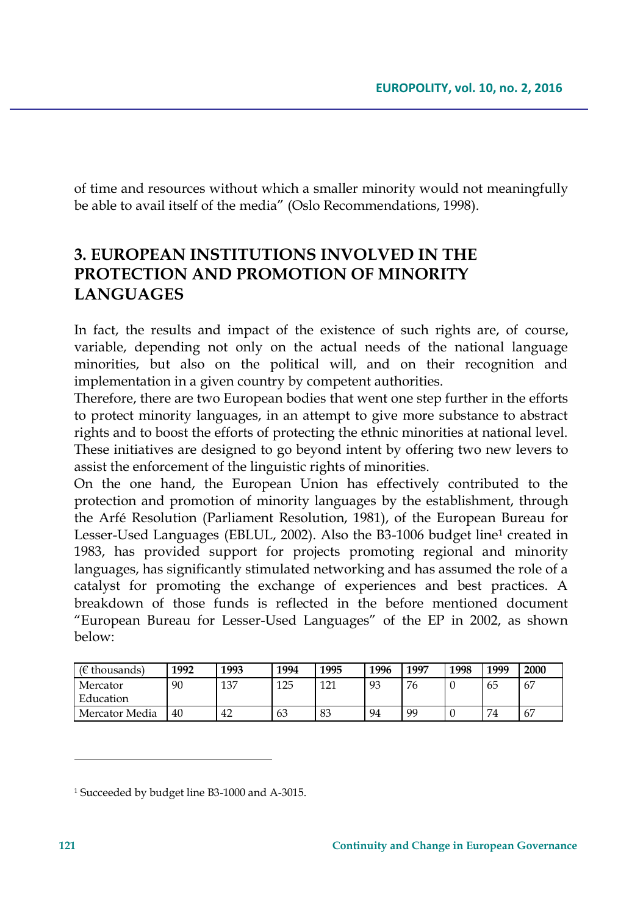of time and resources without which a smaller minority would not meaningfully be able to avail itself of the media" (Oslo Recommendations, 1998).

## 3. EUROPEAN INSTITUTIONS INVOLVED IN THE PROTECTION AND PROMOTION OF MINORITY LANGUAGES

In fact, the results and impact of the existence of such rights are, of course, variable, depending not only on the actual needs of the national language minorities, but also on the political will, and on their recognition and implementation in a given country by competent authorities.

Therefore, there are two European bodies that went one step further in the efforts to protect minority languages, in an attempt to give more substance to abstract rights and to boost the efforts of protecting the ethnic minorities at national level. These initiatives are designed to go beyond intent by offering two new levers to assist the enforcement of the linguistic rights of minorities.

On the one hand, the European Union has effectively contributed to the protection and promotion of minority languages by the establishment, through the Arfé Resolution (Parliament Resolution, 1981), of the European Bureau for Lesser-Used Languages (EBLUL, 2002). Also the B3-1006 budget line[1] created in 1983, has provided support for projects promoting regional and minority languages, has significantly stimulated networking and has assumed the role of a catalyst for promoting the exchange of experiences and best practices. A breakdown of those funds is reflected in the before mentioned document "European Bureau for Lesser-Used Languages" of the EP in 2002, as shown below:

| (€ thousands) | **1992** | **1993** | **1994** | **1995** | **1996** | **1997** | **1998** | **1999** | **2000** |
|---|---|---|---|---|---|---|---|---|---|
| Mercator Education | 90 | 137 | 125 | 121 | 93 | 76 | 0 | 65 | 67 |
| Mercator Media | 40 | 42 | 63 | 83 | 94 | 99 | 0 | 74 | 67 |

[1] Succeeded by budget line B3-1000 and A-3015.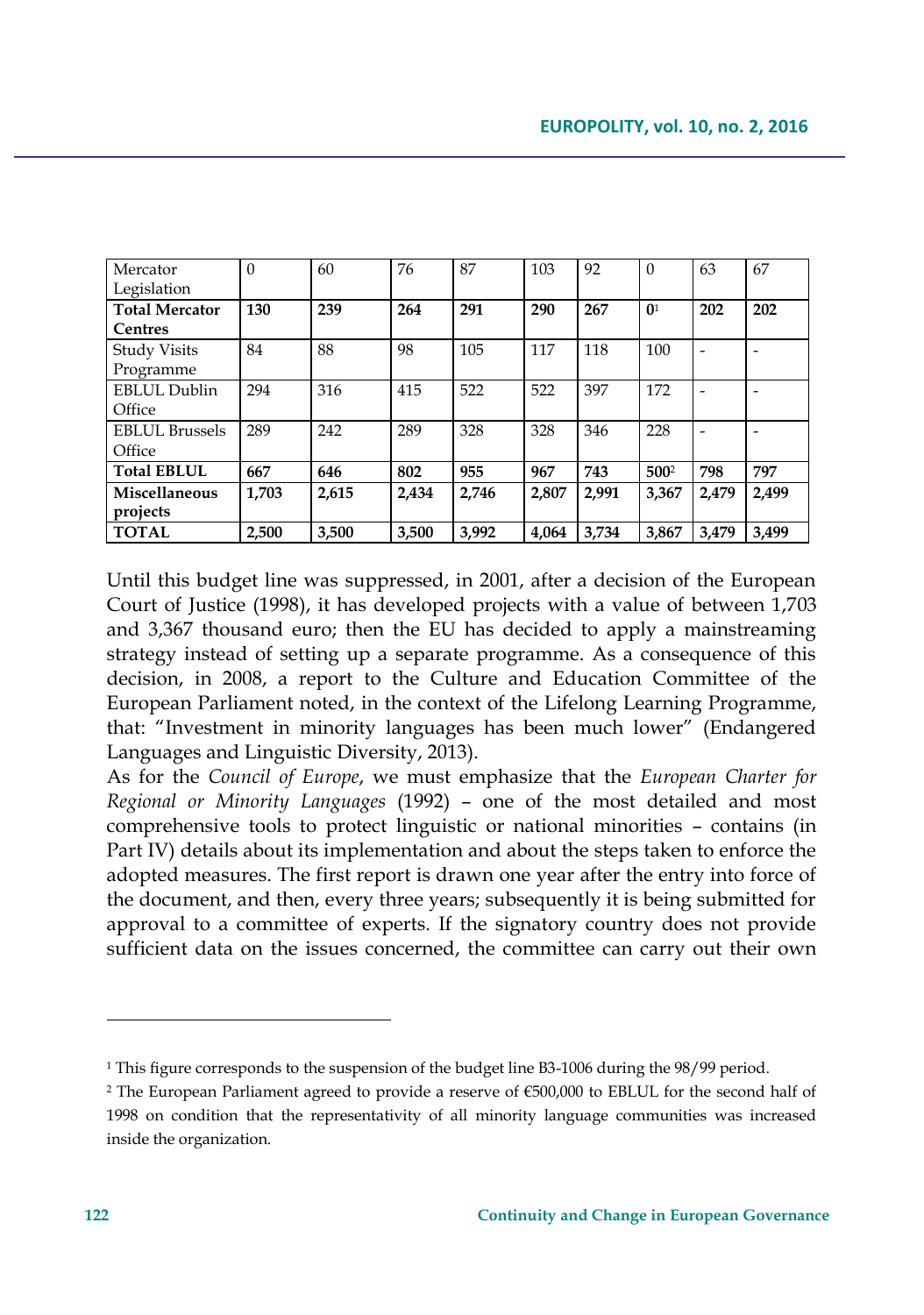| Mercator Legislation | 0 | 60 | 76 | 87 | 103 | 92 | 0 | 63 | 67 |
|---|---|---|---|---|---|---|---|---|---|
| **Total Mercator Centres** | **130** | **239** | **264** | **291** | **290** | **267** | **0**[1] | **202** | **202** |
| Study Visits Programme | 84 | 88 | 98 | 105 | 117 | 118 | 100 | - | - |
| EBLUL Dublin Office | 294 | 316 | 415 | 522 | 522 | 397 | 172 | - | - |
| EBLUL Brussels Office | 289 | 242 | 289 | 328 | 328 | 346 | 228 | - | - |
| **Total EBLUL** | **667** | **646** | **802** | **955** | **967** | **743** | **500**[2] | **798** | **797** |
| **Miscellaneous projects** | **1,703** | **2,615** | **2,434** | **2,746** | **2,807** | **2,991** | **3,367** | **2,479** | **2,499** |
| **TOTAL** | **2,500** | **3,500** | **3,500** | **3,992** | **4,064** | **3,734** | **3,867** | **3,479** | **3,499** |

Until this budget line was suppressed, in 2001, after a decision of the European Court of Justice (1998), it has developed projects with a value of between 1,703 and 3,367 thousand euro; then the EU has decided to apply a mainstreaming strategy instead of setting up a separate programme. As a consequence of this decision, in 2008, a report to the Culture and Education Committee of the European Parliament noted, in the context of the Lifelong Learning Programme, that: "Investment in minority languages has been much lower" (Endangered Languages and Linguistic Diversity, 2013).

As for the *Council of Europe*, we must emphasize that the *European Charter for Regional or Minority Languages* (1992) – one of the most detailed and most comprehensive tools to protect linguistic or national minorities – contains (in Part IV) details about its implementation and about the steps taken to enforce the adopted measures. The first report is drawn one year after the entry into force of the document, and then, every three years; subsequently it is being submitted for approval to a committee of experts. If the signatory country does not provide sufficient data on the issues concerned, the committee can carry out their own

---

[1] This figure corresponds to the suspension of the budget line B3-1006 during the 98/99 period.

[2] The European Parliament agreed to provide a reserve of €500,000 to EBLUL for the second half of 1998 on condition that the representativity of all minority language communities was increased inside the organization.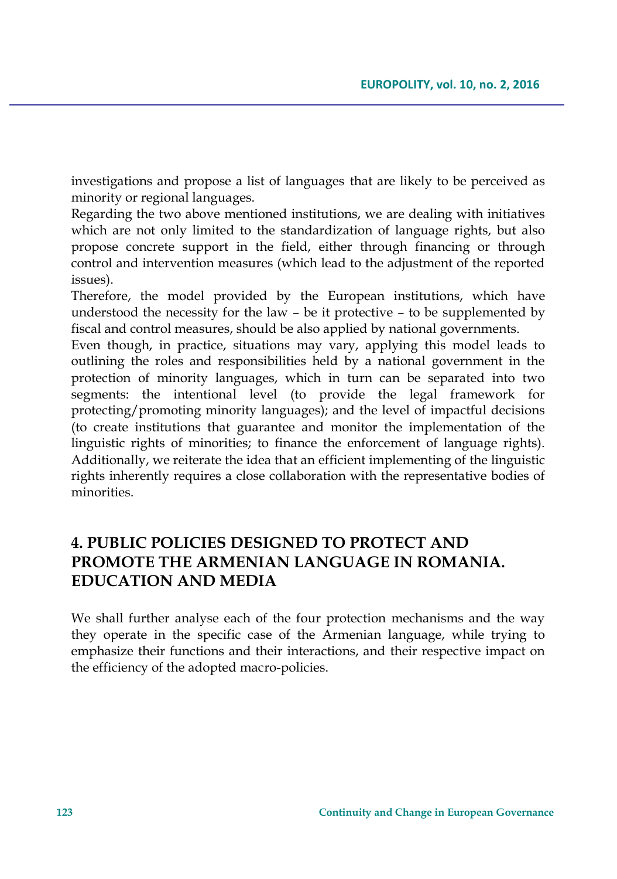investigations and propose a list of languages that are likely to be perceived as minority or regional languages.

Regarding the two above mentioned institutions, we are dealing with initiatives which are not only limited to the standardization of language rights, but also propose concrete support in the field, either through financing or through control and intervention measures (which lead to the adjustment of the reported issues).

Therefore, the model provided by the European institutions, which have understood the necessity for the law – be it protective – to be supplemented by fiscal and control measures, should be also applied by national governments.

Even though, in practice, situations may vary, applying this model leads to outlining the roles and responsibilities held by a national government in the protection of minority languages, which in turn can be separated into two segments: the intentional level (to provide the legal framework for protecting/promoting minority languages); and the level of impactful decisions (to create institutions that guarantee and monitor the implementation of the linguistic rights of minorities; to finance the enforcement of language rights). Additionally, we reiterate the idea that an efficient implementing of the linguistic rights inherently requires a close collaboration with the representative bodies of minorities.

## 4. PUBLIC POLICIES DESIGNED TO PROTECT AND PROMOTE THE ARMENIAN LANGUAGE IN ROMANIA. EDUCATION AND MEDIA

We shall further analyse each of the four protection mechanisms and the way they operate in the specific case of the Armenian language, while trying to emphasize their functions and their interactions, and their respective impact on the efficiency of the adopted macro-policies.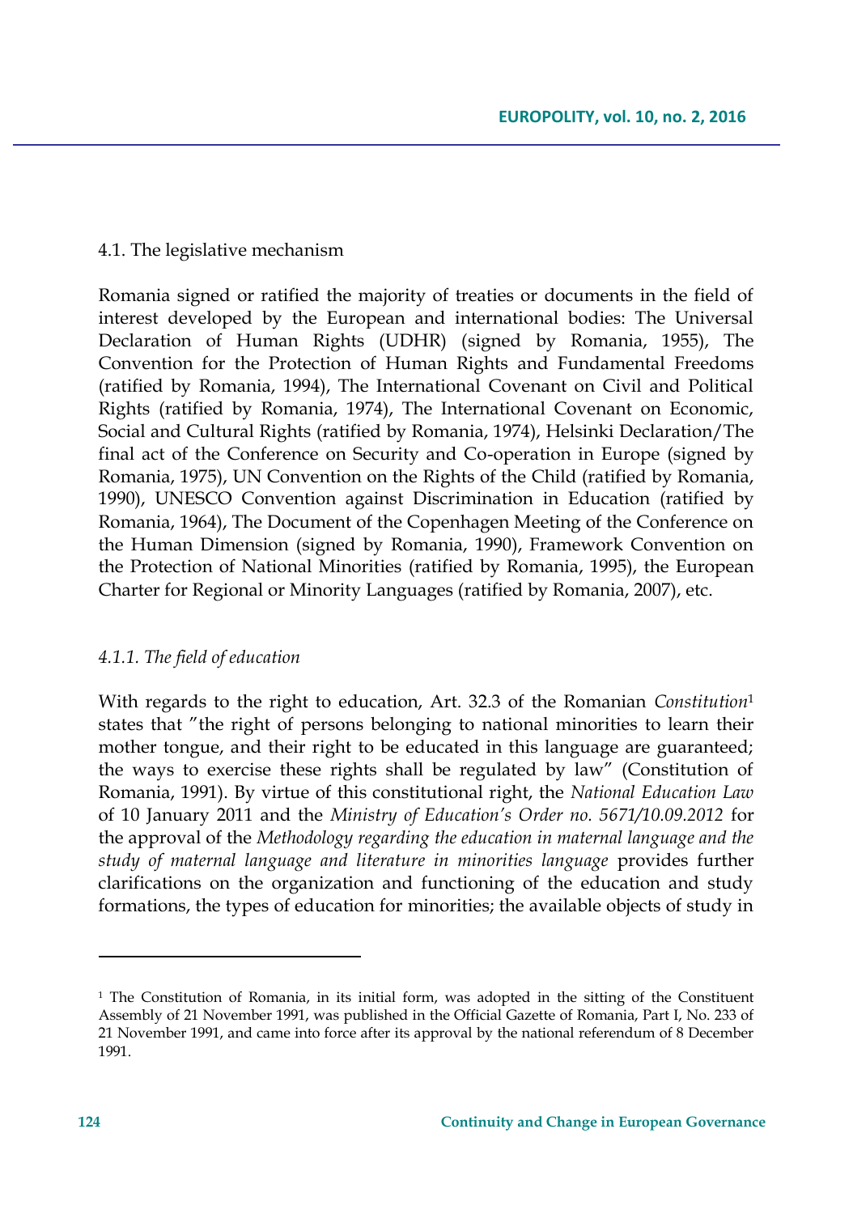### 4.1. The legislative mechanism

Romania signed or ratified the majority of treaties or documents in the field of interest developed by the European and international bodies: The Universal Declaration of Human Rights (UDHR) (signed by Romania, 1955), The Convention for the Protection of Human Rights and Fundamental Freedoms (ratified by Romania, 1994), The International Covenant on Civil and Political Rights (ratified by Romania, 1974), The International Covenant on Economic, Social and Cultural Rights (ratified by Romania, 1974), Helsinki Declaration/The final act of the Conference on Security and Co-operation in Europe (signed by Romania, 1975), UN Convention on the Rights of the Child (ratified by Romania, 1990), UNESCO Convention against Discrimination in Education (ratified by Romania, 1964), The Document of the Copenhagen Meeting of the Conference on the Human Dimension (signed by Romania, 1990), Framework Convention on the Protection of National Minorities (ratified by Romania, 1995), the European Charter for Regional or Minority Languages (ratified by Romania, 2007), etc.

#### *4.1.1. The field of education*

With regards to the right to education, Art. 32.3 of the Romanian *Constitution*[1] states that "the right of persons belonging to national minorities to learn their mother tongue, and their right to be educated in this language are guaranteed; the ways to exercise these rights shall be regulated by law" (Constitution of Romania, 1991). By virtue of this constitutional right, the *National Education Law* of 10 January 2011 and the *Ministry of Education's Order no. 5671/10.09.2012* for the approval of the *Methodology regarding the education in maternal language and the study of maternal language and literature in minorities language* provides further clarifications on the organization and functioning of the education and study formations, the types of education for minorities; the available objects of study in

---

[1] The Constitution of Romania, in its initial form, was adopted in the sitting of the Constituent Assembly of 21 November 1991, was published in the Official Gazette of Romania, Part I, No. 233 of 21 November 1991, and came into force after its approval by the national referendum of 8 December 1991.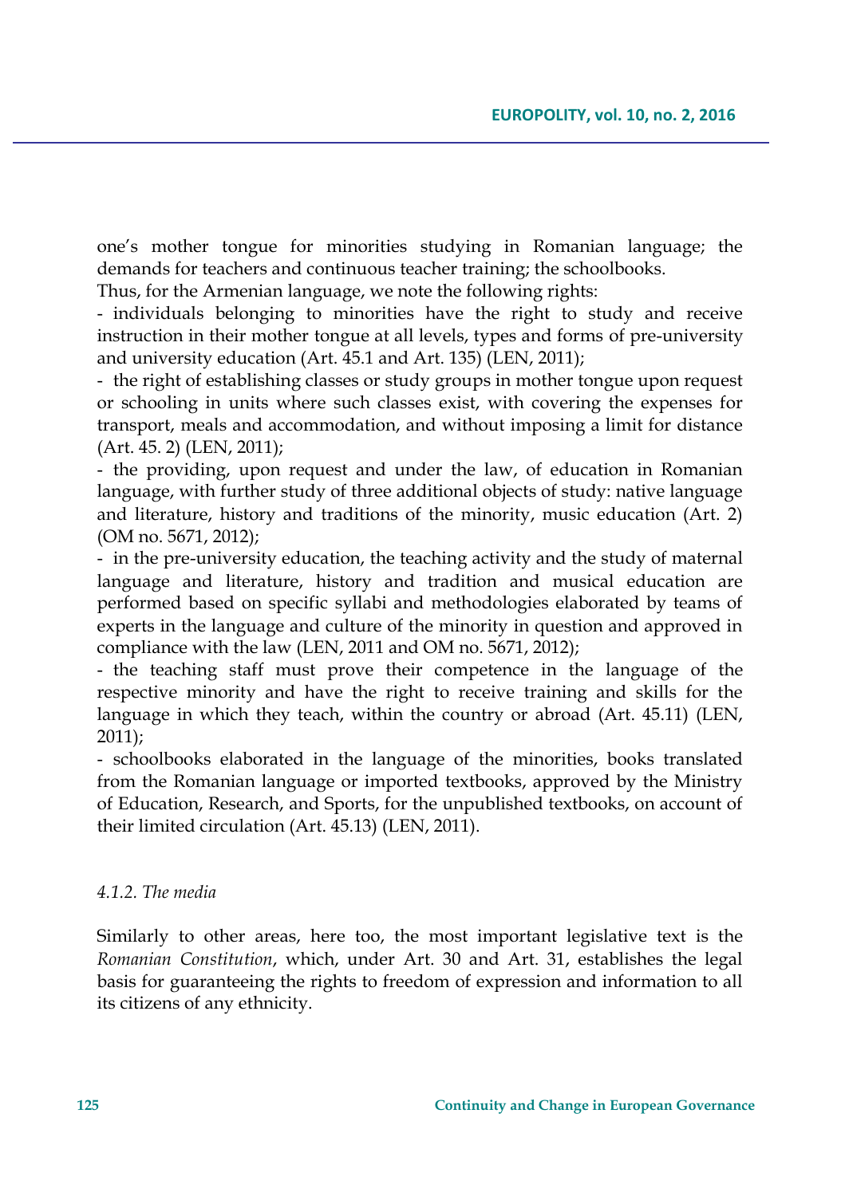one's mother tongue for minorities studying in Romanian language; the demands for teachers and continuous teacher training; the schoolbooks.

Thus, for the Armenian language, we note the following rights:

- individuals belonging to minorities have the right to study and receive instruction in their mother tongue at all levels, types and forms of pre-university and university education (Art. 45.1 and Art. 135) (LEN, 2011);
- the right of establishing classes or study groups in mother tongue upon request or schooling in units where such classes exist, with covering the expenses for transport, meals and accommodation, and without imposing a limit for distance (Art. 45. 2) (LEN, 2011);
- the providing, upon request and under the law, of education in Romanian language, with further study of three additional objects of study: native language and literature, history and traditions of the minority, music education (Art. 2) (OM no. 5671, 2012);
- in the pre-university education, the teaching activity and the study of maternal language and literature, history and tradition and musical education are performed based on specific syllabi and methodologies elaborated by teams of experts in the language and culture of the minority in question and approved in compliance with the law (LEN, 2011 and OM no. 5671, 2012);
- the teaching staff must prove their competence in the language of the respective minority and have the right to receive training and skills for the language in which they teach, within the country or abroad (Art. 45.11) (LEN, 2011);
- schoolbooks elaborated in the language of the minorities, books translated from the Romanian language or imported textbooks, approved by the Ministry of Education, Research, and Sports, for the unpublished textbooks, on account of their limited circulation (Art. 45.13) (LEN, 2011).

#### *4.1.2. The media*

Similarly to other areas, here too, the most important legislative text is the *Romanian Constitution*, which, under Art. 30 and Art. 31, establishes the legal basis for guaranteeing the rights to freedom of expression and information to all its citizens of any ethnicity.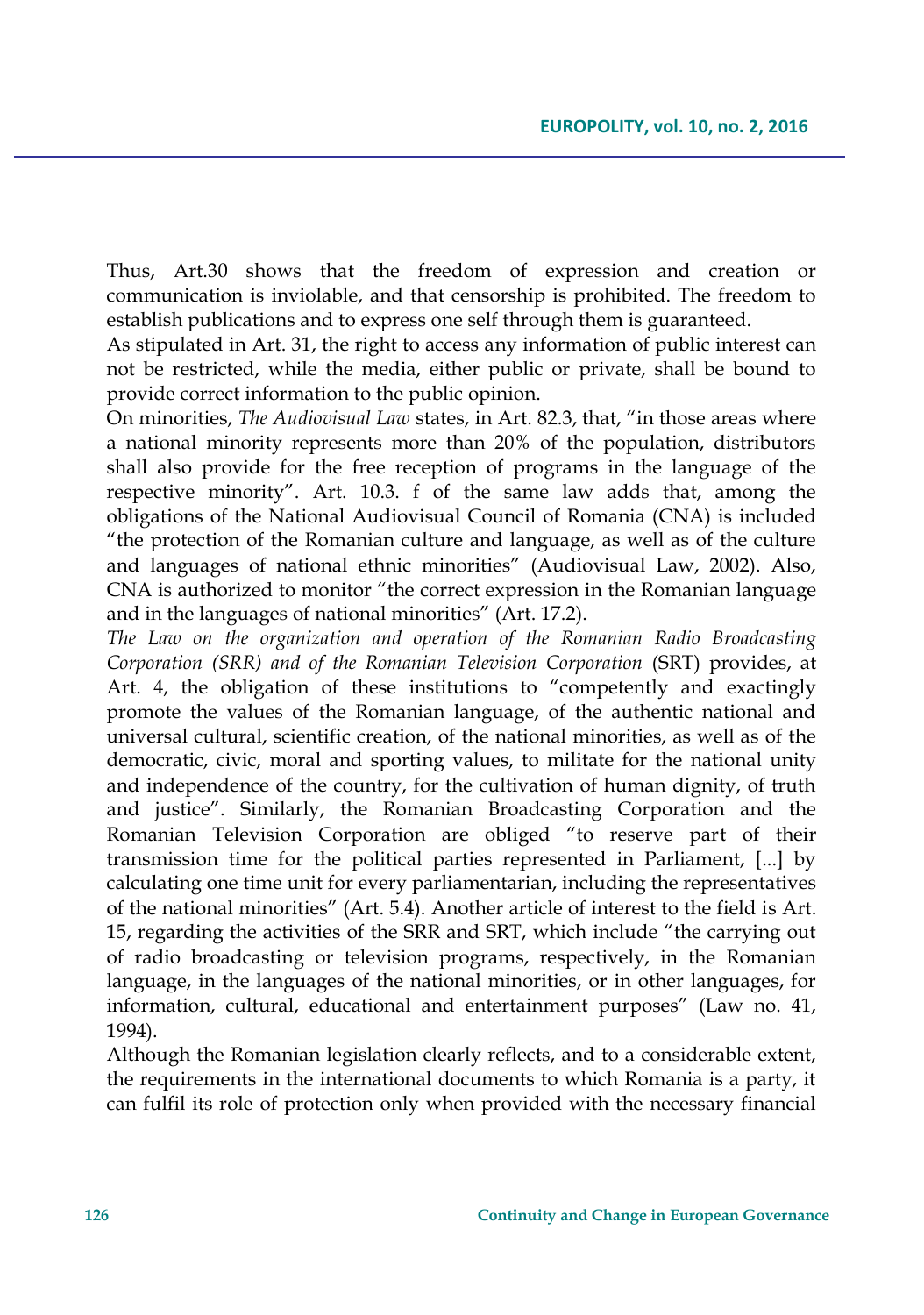Thus, Art.30 shows that the freedom of expression and creation or communication is inviolable, and that censorship is prohibited. The freedom to establish publications and to express one self through them is guaranteed.

As stipulated in Art. 31, the right to access any information of public interest can not be restricted, while the media, either public or private, shall be bound to provide correct information to the public opinion.

On minorities, *The Audiovisual Law* states, in Art. 82.3, that, "in those areas where a national minority represents more than 20% of the population, distributors shall also provide for the free reception of programs in the language of the respective minority". Art. 10.3. f of the same law adds that, among the obligations of the National Audiovisual Council of Romania (CNA) is included "the protection of the Romanian culture and language, as well as of the culture and languages of national ethnic minorities" (Audiovisual Law, 2002). Also, CNA is authorized to monitor "the correct expression in the Romanian language and in the languages of national minorities" (Art. 17.2).

*The Law on the organization and operation of the Romanian Radio Broadcasting Corporation (SRR) and of the Romanian Television Corporation* (SRT) provides, at Art. 4, the obligation of these institutions to "competently and exactingly promote the values of the Romanian language, of the authentic national and universal cultural, scientific creation, of the national minorities, as well as of the democratic, civic, moral and sporting values, to militate for the national unity and independence of the country, for the cultivation of human dignity, of truth and justice". Similarly, the Romanian Broadcasting Corporation and the Romanian Television Corporation are obliged "to reserve part of their transmission time for the political parties represented in Parliament, [...] by calculating one time unit for every parliamentarian, including the representatives of the national minorities" (Art. 5.4). Another article of interest to the field is Art. 15, regarding the activities of the SRR and SRT, which include "the carrying out of radio broadcasting or television programs, respectively, in the Romanian language, in the languages of the national minorities, or in other languages, for information, cultural, educational and entertainment purposes" (Law no. 41, 1994).

Although the Romanian legislation clearly reflects, and to a considerable extent, the requirements in the international documents to which Romania is a party, it can fulfil its role of protection only when provided with the necessary financial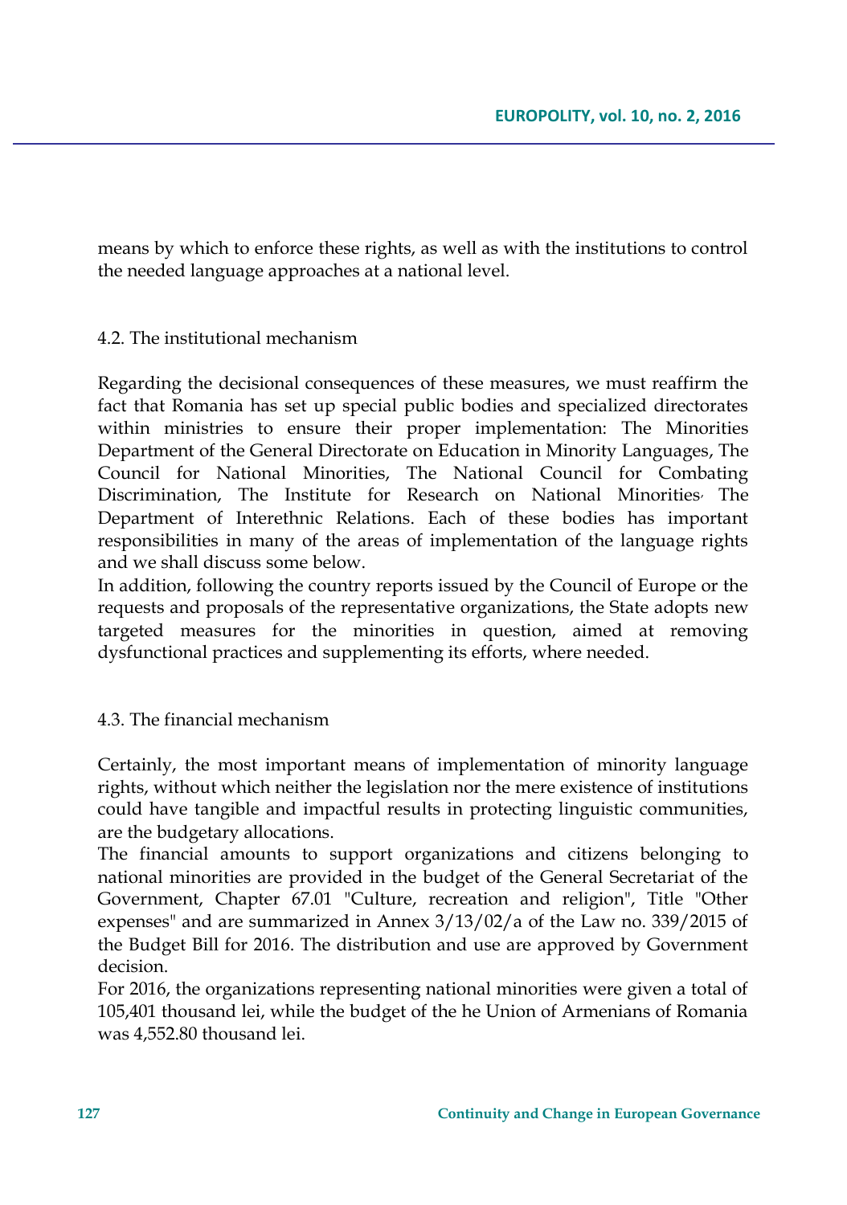means by which to enforce these rights, as well as with the institutions to control the needed language approaches at a national level.

### 4.2. The institutional mechanism

Regarding the decisional consequences of these measures, we must reaffirm the fact that Romania has set up special public bodies and specialized directorates within ministries to ensure their proper implementation: The Minorities Department of the General Directorate on Education in Minority Languages, The Council for National Minorities, The National Council for Combating Discrimination, The Institute for Research on National Minorities, The Department of Interethnic Relations. Each of these bodies has important responsibilities in many of the areas of implementation of the language rights and we shall discuss some below.

In addition, following the country reports issued by the Council of Europe or the requests and proposals of the representative organizations, the State adopts new targeted measures for the minorities in question, aimed at removing dysfunctional practices and supplementing its efforts, where needed.

### 4.3. The financial mechanism

Certainly, the most important means of implementation of minority language rights, without which neither the legislation nor the mere existence of institutions could have tangible and impactful results in protecting linguistic communities, are the budgetary allocations.

The financial amounts to support organizations and citizens belonging to national minorities are provided in the budget of the General Secretariat of the Government, Chapter 67.01 "Culture, recreation and religion", Title "Other expenses" and are summarized in Annex 3/13/02/a of the Law no. 339/2015 of the Budget Bill for 2016. The distribution and use are approved by Government decision.

For 2016, the organizations representing national minorities were given a total of 105,401 thousand lei, while the budget of the he Union of Armenians of Romania was 4,552.80 thousand lei.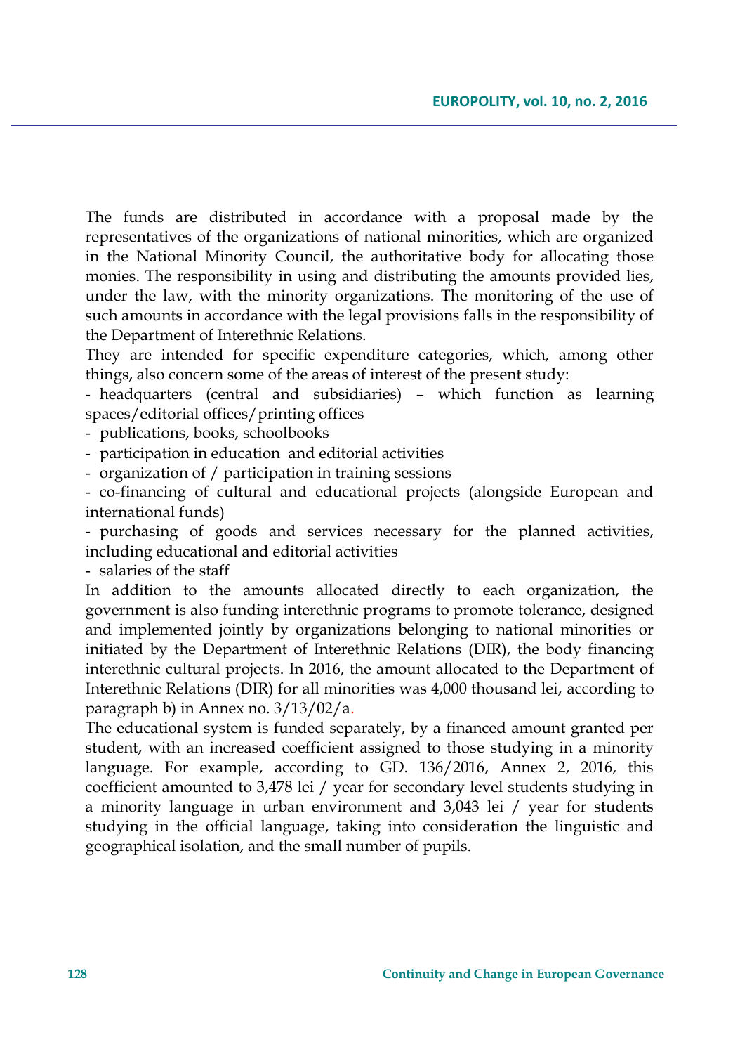The funds are distributed in accordance with a proposal made by the representatives of the organizations of national minorities, which are organized in the National Minority Council, the authoritative body for allocating those monies. The responsibility in using and distributing the amounts provided lies, under the law, with the minority organizations. The monitoring of the use of such amounts in accordance with the legal provisions falls in the responsibility of the Department of Interethnic Relations.

They are intended for specific expenditure categories, which, among other things, also concern some of the areas of interest of the present study:

- headquarters (central and subsidiaries) – which function as learning spaces/editorial offices/printing offices
- publications, books, schoolbooks
- participation in education and editorial activities
- organization of / participation in training sessions
- co-financing of cultural and educational projects (alongside European and international funds)
- purchasing of goods and services necessary for the planned activities, including educational and editorial activities
- salaries of the staff

In addition to the amounts allocated directly to each organization, the government is also funding interethnic programs to promote tolerance, designed and implemented jointly by organizations belonging to national minorities or initiated by the Department of Interethnic Relations (DIR), the body financing interethnic cultural projects. In 2016, the amount allocated to the Department of Interethnic Relations (DIR) for all minorities was 4,000 thousand lei, according to paragraph b) in Annex no. 3/13/02/a.

The educational system is funded separately, by a financed amount granted per student, with an increased coefficient assigned to those studying in a minority language. For example, according to GD. 136/2016, Annex 2, 2016, this coefficient amounted to 3,478 lei / year for secondary level students studying in a minority language in urban environment and 3,043 lei / year for students studying in the official language, taking into consideration the linguistic and geographical isolation, and the small number of pupils.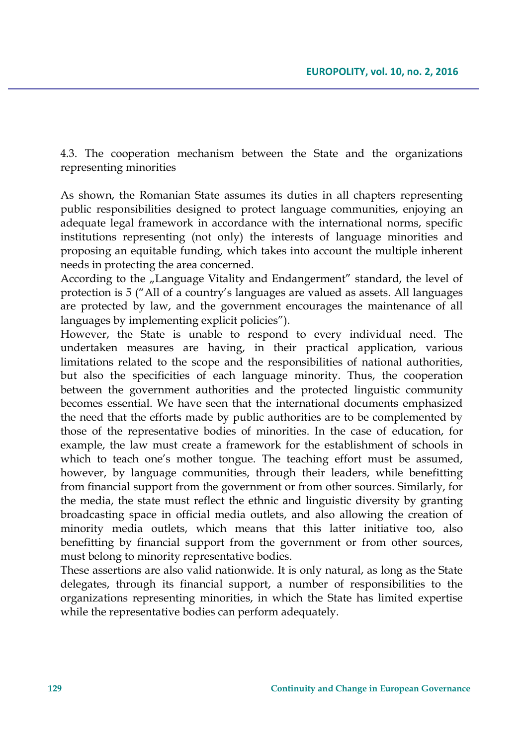### 4.3. The cooperation mechanism between the State and the organizations representing minorities

As shown, the Romanian State assumes its duties in all chapters representing public responsibilities designed to protect language communities, enjoying an adequate legal framework in accordance with the international norms, specific institutions representing (not only) the interests of language minorities and proposing an equitable funding, which takes into account the multiple inherent needs in protecting the area concerned.

According to the „Language Vitality and Endangerment" standard, the level of protection is 5 ("All of a country's languages are valued as assets. All languages are protected by law, and the government encourages the maintenance of all languages by implementing explicit policies").

However, the State is unable to respond to every individual need. The undertaken measures are having, in their practical application, various limitations related to the scope and the responsibilities of national authorities, but also the specificities of each language minority. Thus, the cooperation between the government authorities and the protected linguistic community becomes essential. We have seen that the international documents emphasized the need that the efforts made by public authorities are to be complemented by those of the representative bodies of minorities. In the case of education, for example, the law must create a framework for the establishment of schools in which to teach one's mother tongue. The teaching effort must be assumed, however, by language communities, through their leaders, while benefitting from financial support from the government or from other sources. Similarly, for the media, the state must reflect the ethnic and linguistic diversity by granting broadcasting space in official media outlets, and also allowing the creation of minority media outlets, which means that this latter initiative too, also benefitting by financial support from the government or from other sources, must belong to minority representative bodies.

These assertions are also valid nationwide. It is only natural, as long as the State delegates, through its financial support, a number of responsibilities to the organizations representing minorities, in which the State has limited expertise while the representative bodies can perform adequately.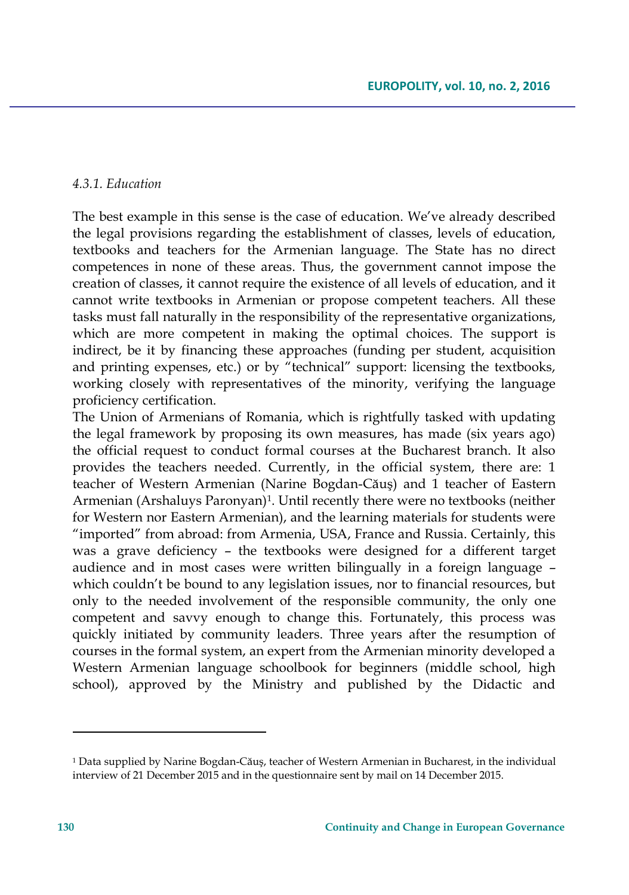*4.3.1. Education*

The best example in this sense is the case of education. We've already described the legal provisions regarding the establishment of classes, levels of education, textbooks and teachers for the Armenian language. The State has no direct competences in none of these areas. Thus, the government cannot impose the creation of classes, it cannot require the existence of all levels of education, and it cannot write textbooks in Armenian or propose competent teachers. All these tasks must fall naturally in the responsibility of the representative organizations, which are more competent in making the optimal choices. The support is indirect, be it by financing these approaches (funding per student, acquisition and printing expenses, etc.) or by "technical" support: licensing the textbooks, working closely with representatives of the minority, verifying the language proficiency certification.

The Union of Armenians of Romania, which is rightfully tasked with updating the legal framework by proposing its own measures, has made (six years ago) the official request to conduct formal courses at the Bucharest branch. It also provides the teachers needed. Currently, in the official system, there are: 1 teacher of Western Armenian (Narine Bogdan-Căuş) and 1 teacher of Eastern Armenian (Arshaluys Paronyan)[1]. Until recently there were no textbooks (neither for Western nor Eastern Armenian), and the learning materials for students were "imported" from abroad: from Armenia, USA, France and Russia. Certainly, this was a grave deficiency – the textbooks were designed for a different target audience and in most cases were written bilingually in a foreign language – which couldn't be bound to any legislation issues, nor to financial resources, but only to the needed involvement of the responsible community, the only one competent and savvy enough to change this. Fortunately, this process was quickly initiated by community leaders. Three years after the resumption of courses in the formal system, an expert from the Armenian minority developed a Western Armenian language schoolbook for beginners (middle school, high school), approved by the Ministry and published by the Didactic and

[1] Data supplied by Narine Bogdan-Căuș, teacher of Western Armenian in Bucharest, in the individual interview of 21 December 2015 and in the questionnaire sent by mail on 14 December 2015.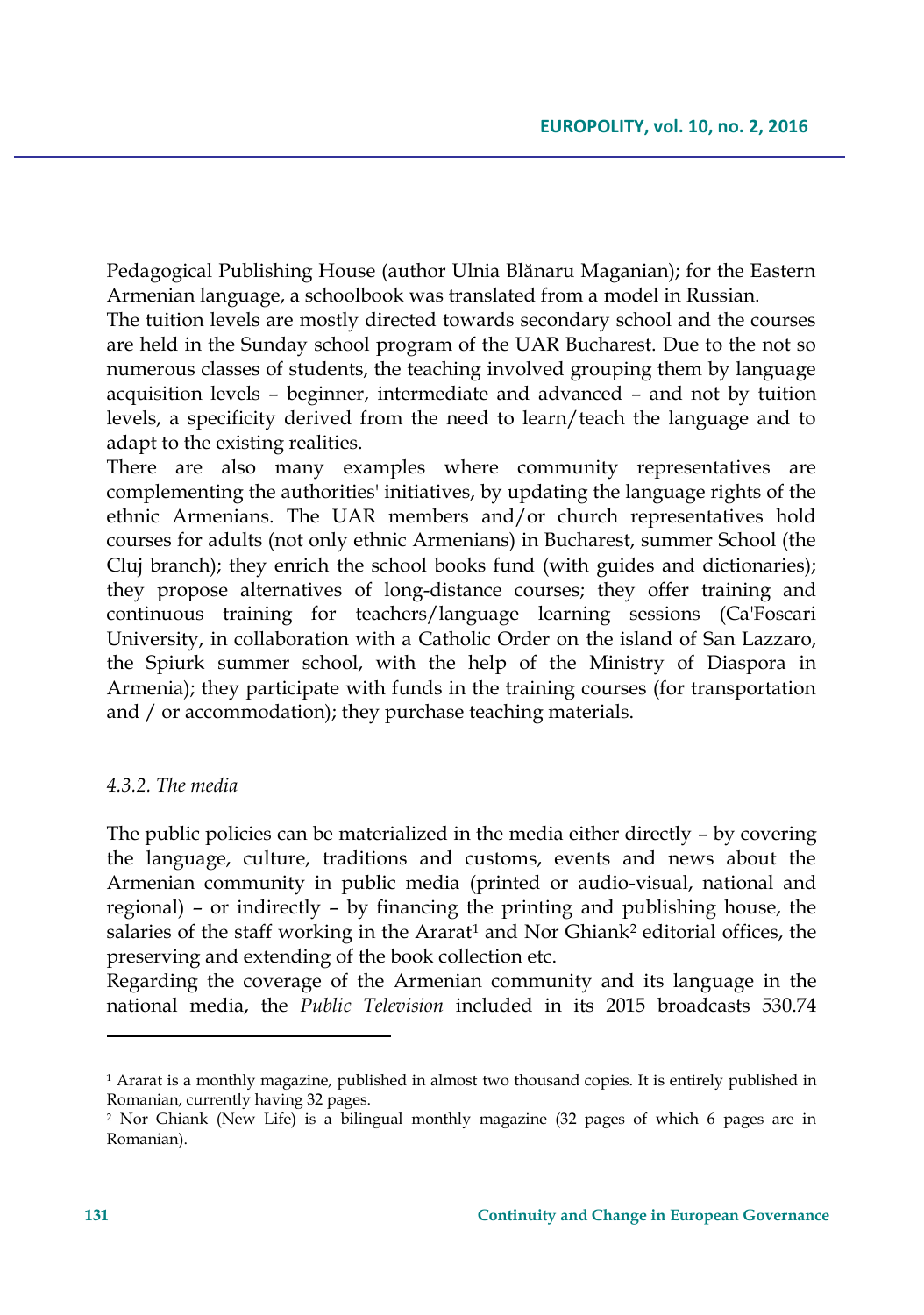Pedagogical Publishing House (author Ulnia Blănaru Maganian); for the Eastern Armenian language, a schoolbook was translated from a model in Russian.

The tuition levels are mostly directed towards secondary school and the courses are held in the Sunday school program of the UAR Bucharest. Due to the not so numerous classes of students, the teaching involved grouping them by language acquisition levels – beginner, intermediate and advanced – and not by tuition levels, a specificity derived from the need to learn/teach the language and to adapt to the existing realities.

There are also many examples where community representatives are complementing the authorities' initiatives, by updating the language rights of the ethnic Armenians. The UAR members and/or church representatives hold courses for adults (not only ethnic Armenians) in Bucharest, summer School (the Cluj branch); they enrich the school books fund (with guides and dictionaries); they propose alternatives of long-distance courses; they offer training and continuous training for teachers/language learning sessions (Ca'Foscari University, in collaboration with a Catholic Order on the island of San Lazzaro, the Spiurk summer school, with the help of the Ministry of Diaspora in Armenia); they participate with funds in the training courses (for transportation and / or accommodation); they purchase teaching materials.

#### *4.3.2. The media*

The public policies can be materialized in the media either directly – by covering the language, culture, traditions and customs, events and news about the Armenian community in public media (printed or audio-visual, national and regional) – or indirectly – by financing the printing and publishing house, the salaries of the staff working in the Ararat[1] and Nor Ghiank[2] editorial offices, the preserving and extending of the book collection etc.

Regarding the coverage of the Armenian community and its language in the national media, the *Public Television* included in its 2015 broadcasts 530.74

---

[1] Ararat is a monthly magazine, published in almost two thousand copies. It is entirely published in Romanian, currently having 32 pages.

[2] Nor Ghiank (New Life) is a bilingual monthly magazine (32 pages of which 6 pages are in Romanian).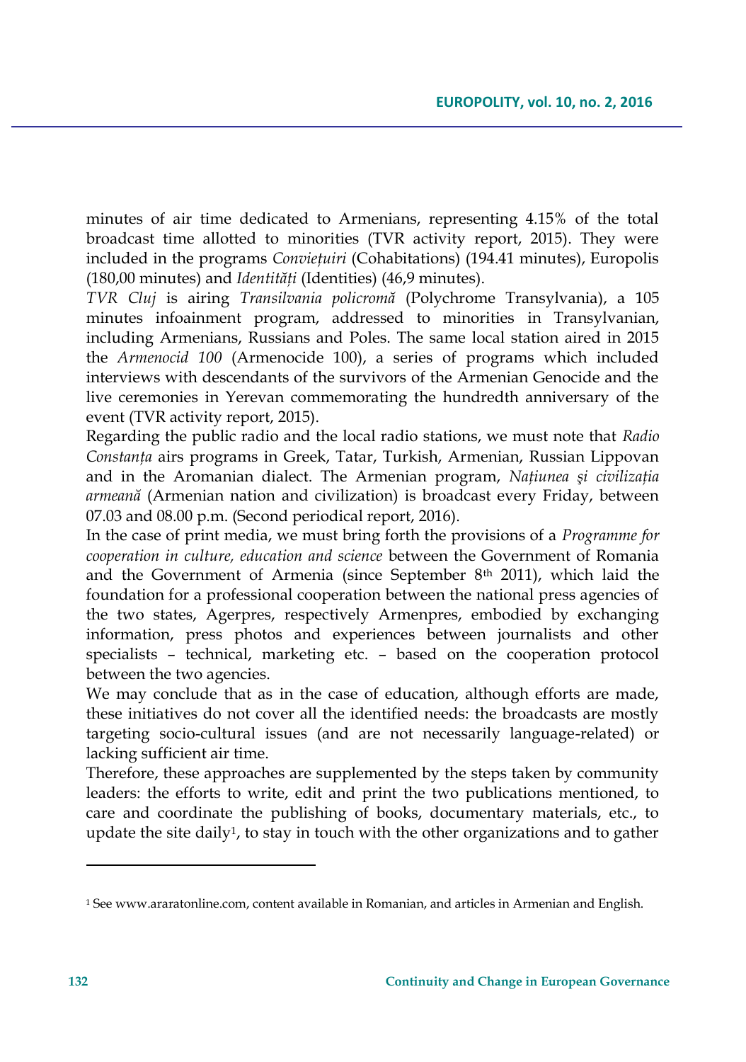minutes of air time dedicated to Armenians, representing 4.15% of the total broadcast time allotted to minorities (TVR activity report, 2015). They were included in the programs *Convietuiri* (Cohabitations) (194.41 minutes), Europolis (180,00 minutes) and *Identități* (Identities) (46,9 minutes).

*TVR Cluj* is airing *Transilvania policromă* (Polychrome Transylvania), a 105 minutes infoainment program, addressed to minorities in Transylvanian, including Armenians, Russians and Poles. The same local station aired in 2015 the *Armenocid 100* (Armenocide 100), a series of programs which included interviews with descendants of the survivors of the Armenian Genocide and the live ceremonies in Yerevan commemorating the hundredth anniversary of the event (TVR activity report, 2015).

Regarding the public radio and the local radio stations, we must note that *Radio Constanța* airs programs in Greek, Tatar, Turkish, Armenian, Russian Lippovan and in the Aromanian dialect. The Armenian program, *Națiunea şi civilizația armeană* (Armenian nation and civilization) is broadcast every Friday, between 07.03 and 08.00 p.m. (Second periodical report, 2016).

In the case of print media, we must bring forth the provisions of a *Programme for cooperation in culture, education and science* between the Government of Romania and the Government of Armenia (since September 8th 2011), which laid the foundation for a professional cooperation between the national press agencies of the two states, Agerpres, respectively Armenpres, embodied by exchanging information, press photos and experiences between journalists and other specialists – technical, marketing etc. – based on the cooperation protocol between the two agencies.

We may conclude that as in the case of education, although efforts are made, these initiatives do not cover all the identified needs: the broadcasts are mostly targeting socio-cultural issues (and are not necessarily language-related) or lacking sufficient air time.

Therefore, these approaches are supplemented by the steps taken by community leaders: the efforts to write, edit and print the two publications mentioned, to care and coordinate the publishing of books, documentary materials, etc., to update the site daily[1], to stay in touch with the other organizations and to gather

[1] See www.araratonline.com, content available in Romanian, and articles in Armenian and English.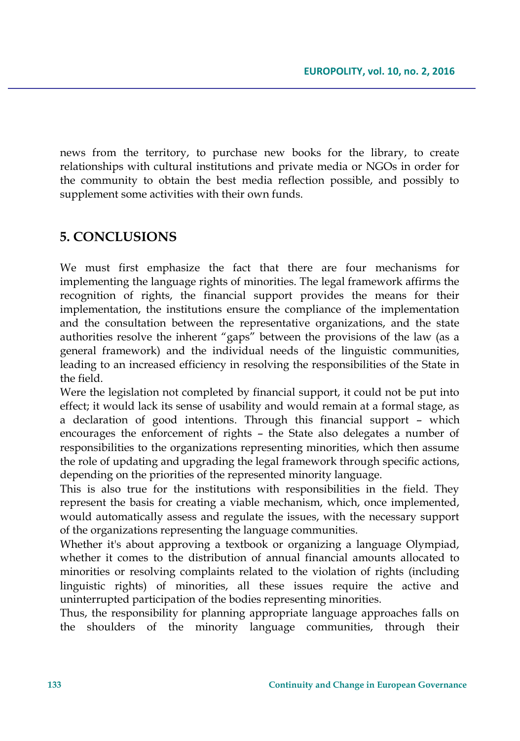news from the territory, to purchase new books for the library, to create relationships with cultural institutions and private media or NGOs in order for the community to obtain the best media reflection possible, and possibly to supplement some activities with their own funds.

## 5. CONCLUSIONS

We must first emphasize the fact that there are four mechanisms for implementing the language rights of minorities. The legal framework affirms the recognition of rights, the financial support provides the means for their implementation, the institutions ensure the compliance of the implementation and the consultation between the representative organizations, and the state authorities resolve the inherent "gaps" between the provisions of the law (as a general framework) and the individual needs of the linguistic communities, leading to an increased efficiency in resolving the responsibilities of the State in the field.

Were the legislation not completed by financial support, it could not be put into effect; it would lack its sense of usability and would remain at a formal stage, as a declaration of good intentions. Through this financial support – which encourages the enforcement of rights – the State also delegates a number of responsibilities to the organizations representing minorities, which then assume the role of updating and upgrading the legal framework through specific actions, depending on the priorities of the represented minority language.

This is also true for the institutions with responsibilities in the field. They represent the basis for creating a viable mechanism, which, once implemented, would automatically assess and regulate the issues, with the necessary support of the organizations representing the language communities.

Whether it's about approving a textbook or organizing a language Olympiad, whether it comes to the distribution of annual financial amounts allocated to minorities or resolving complaints related to the violation of rights (including linguistic rights) of minorities, all these issues require the active and uninterrupted participation of the bodies representing minorities.

Thus, the responsibility for planning appropriate language approaches falls on the shoulders of the minority language communities, through their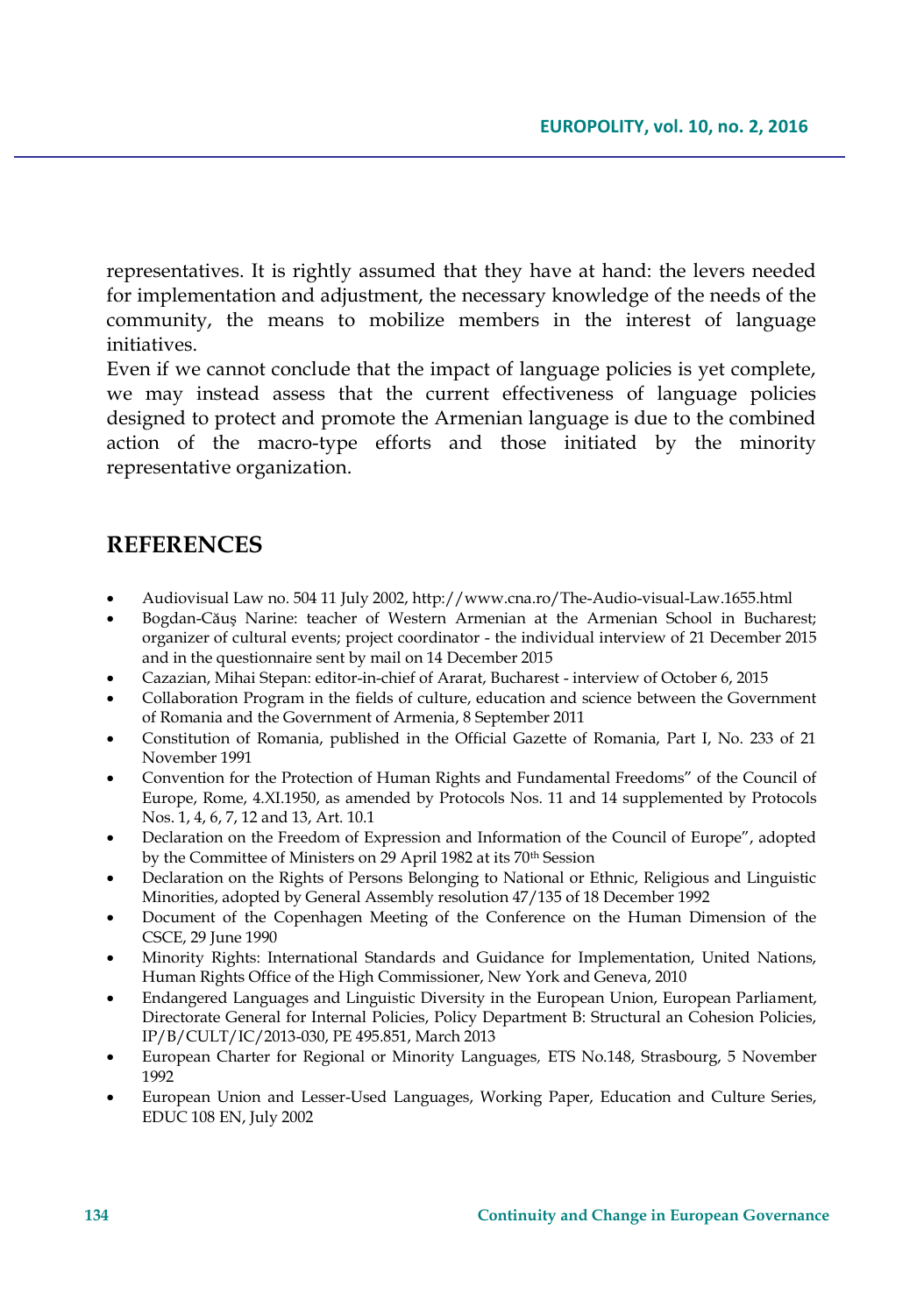representatives. It is rightly assumed that they have at hand: the levers needed for implementation and adjustment, the necessary knowledge of the needs of the community, the means to mobilize members in the interest of language initiatives.

Even if we cannot conclude that the impact of language policies is yet complete, we may instead assess that the current effectiveness of language policies designed to protect and promote the Armenian language is due to the combined action of the macro-type efforts and those initiated by the minority representative organization.

## REFERENCES

- Audiovisual Law no. 504 11 July 2002, http://www.cna.ro/The-Audio-visual-Law.1655.html
- Bogdan-Căuș Narine: teacher of Western Armenian at the Armenian School in Bucharest; organizer of cultural events; project coordinator - the individual interview of 21 December 2015 and in the questionnaire sent by mail on 14 December 2015
- Cazazian, Mihai Stepan: editor-in-chief of Ararat, Bucharest - interview of October 6, 2015
- Collaboration Program in the fields of culture, education and science between the Government of Romania and the Government of Armenia, 8 September 2011
- Constitution of Romania, published in the Official Gazette of Romania, Part I, No. 233 of 21 November 1991
- Convention for the Protection of Human Rights and Fundamental Freedoms" of the Council of Europe, Rome, 4.XI.1950, as amended by Protocols Nos. 11 and 14 supplemented by Protocols Nos. 1, 4, 6, 7, 12 and 13, Art. 10.1
- Declaration on the Freedom of Expression and Information of the Council of Europe", adopted by the Committee of Ministers on 29 April 1982 at its 70th Session
- Declaration on the Rights of Persons Belonging to National or Ethnic, Religious and Linguistic Minorities, adopted by General Assembly resolution 47/135 of 18 December 1992
- Document of the Copenhagen Meeting of the Conference on the Human Dimension of the CSCE, 29 June 1990
- Minority Rights: International Standards and Guidance for Implementation, United Nations, Human Rights Office of the High Commissioner, New York and Geneva, 2010
- Endangered Languages and Linguistic Diversity in the European Union, European Parliament, Directorate General for Internal Policies, Policy Department B: Structural an Cohesion Policies, IP/B/CULT/IC/2013-030, PE 495.851, March 2013
- European Charter for Regional or Minority Languages, ETS No.148, Strasbourg, 5 November 1992
- European Union and Lesser-Used Languages, Working Paper, Education and Culture Series, EDUC 108 EN, July 2002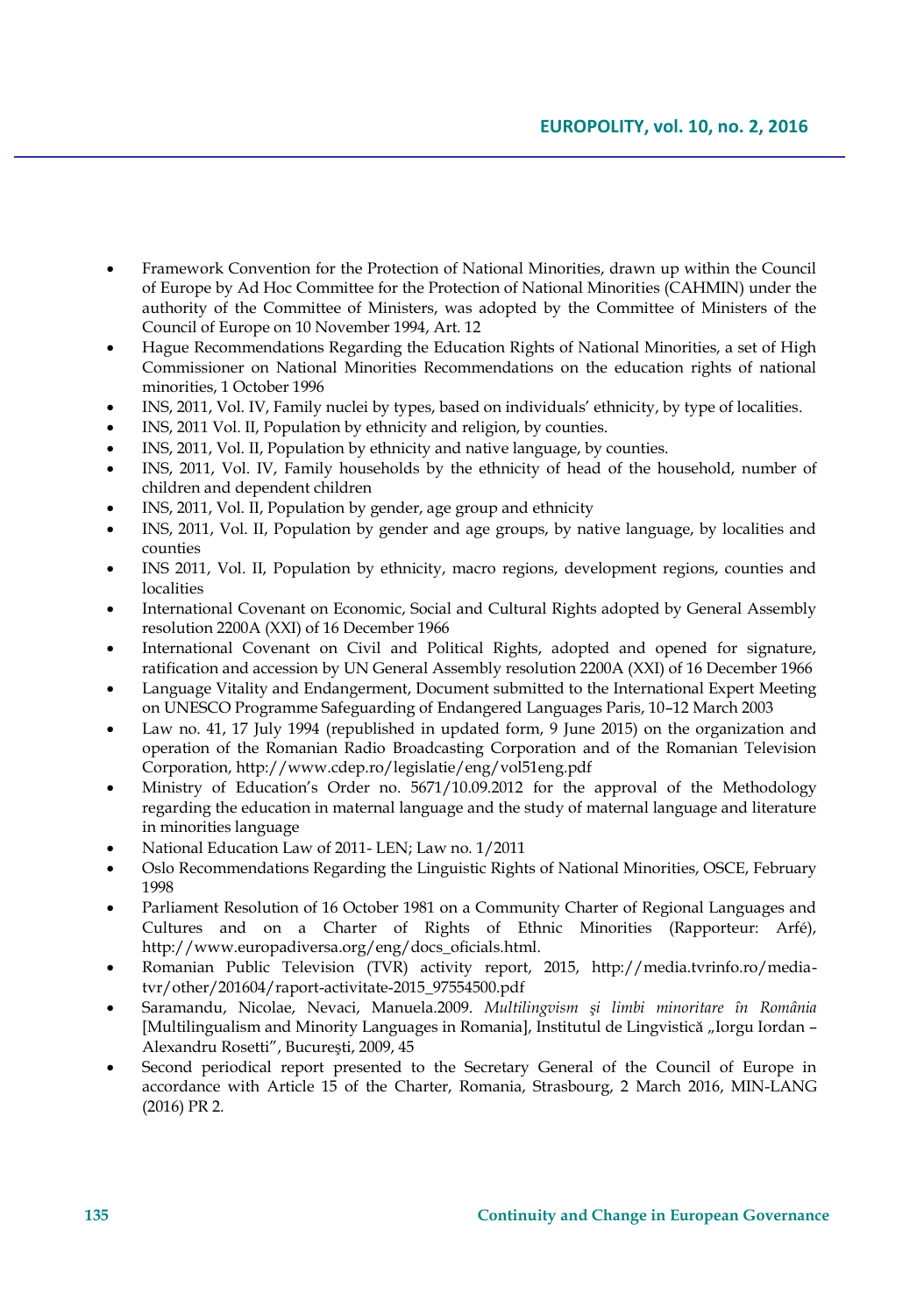- Framework Convention for the Protection of National Minorities, drawn up within the Council of Europe by Ad Hoc Committee for the Protection of National Minorities (CAHMIN) under the authority of the Committee of Ministers, was adopted by the Committee of Ministers of the Council of Europe on 10 November 1994, Art. 12
- Hague Recommendations Regarding the Education Rights of National Minorities, a set of High Commissioner on National Minorities Recommendations on the education rights of national minorities, 1 October 1996
- INS, 2011, Vol. IV, Family nuclei by types, based on individuals' ethnicity, by type of localities.
- INS, 2011 Vol. II, Population by ethnicity and religion, by counties.
- INS, 2011, Vol. II, Population by ethnicity and native language, by counties.
- INS, 2011, Vol. IV, Family households by the ethnicity of head of the household, number of children and dependent children
- INS, 2011, Vol. II, Population by gender, age group and ethnicity
- INS, 2011, Vol. II, Population by gender and age groups, by native language, by localities and counties
- INS 2011, Vol. II, Population by ethnicity, macro regions, development regions, counties and localities
- International Covenant on Economic, Social and Cultural Rights adopted by General Assembly resolution 2200A (XXI) of 16 December 1966
- International Covenant on Civil and Political Rights, adopted and opened for signature, ratification and accession by UN General Assembly resolution 2200A (XXI) of 16 December 1966
- Language Vitality and Endangerment, Document submitted to the International Expert Meeting on UNESCO Programme Safeguarding of Endangered Languages Paris, 10–12 March 2003
- Law no. 41, 17 July 1994 (republished in updated form, 9 June 2015) on the organization and operation of the Romanian Radio Broadcasting Corporation and of the Romanian Television Corporation, http://www.cdep.ro/legislatie/eng/vol51eng.pdf
- Ministry of Education's Order no. 5671/10.09.2012 for the approval of the Methodology regarding the education in maternal language and the study of maternal language and literature in minorities language
- National Education Law of 2011- LEN; Law no. 1/2011
- Oslo Recommendations Regarding the Linguistic Rights of National Minorities, OSCE, February 1998
- Parliament Resolution of 16 October 1981 on a Community Charter of Regional Languages and Cultures and on a Charter of Rights of Ethnic Minorities (Rapporteur: Arfé), http://www.europadiversa.org/eng/docs_oficials.html.
- Romanian Public Television (TVR) activity report, 2015, http://media.tvrinfo.ro/media-tvr/other/201604/raport-activitate-2015_97554500.pdf
- Saramandu, Nicolae, Nevaci, Manuela.2009. *Multilingvism şi limbi minoritare în România* [Multilingualism and Minority Languages in Romania], Institutul de Lingvistică „Iorgu Iordan – Alexandru Rosetti", Bucureşti, 2009, 45
- Second periodical report presented to the Secretary General of the Council of Europe in accordance with Article 15 of the Charter, Romania, Strasbourg, 2 March 2016, MIN-LANG (2016) PR 2.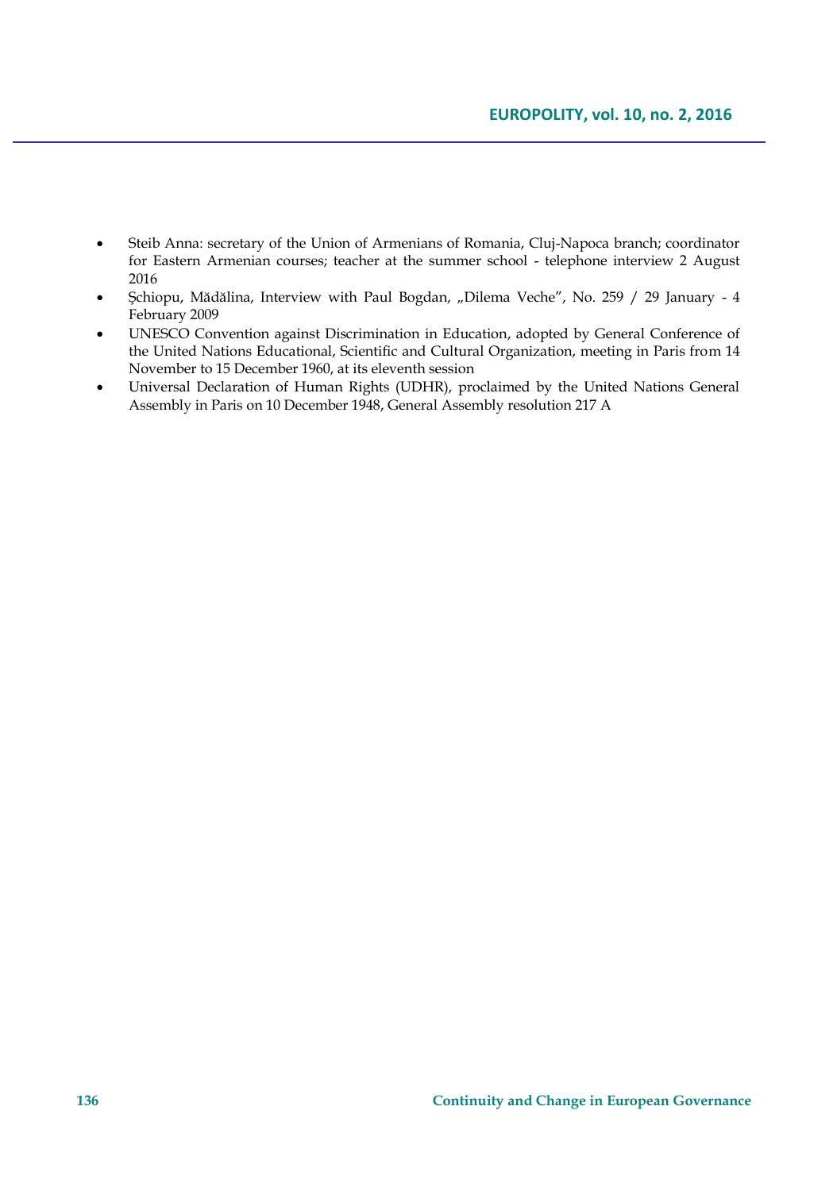- Steib Anna: secretary of the Union of Armenians of Romania, Cluj-Napoca branch; coordinator for Eastern Armenian courses; teacher at the summer school - telephone interview 2 August 2016
- Şchiopu, Mădălina, Interview with Paul Bogdan, „Dilema Veche", No. 259 / 29 January - 4 February 2009
- UNESCO Convention against Discrimination in Education, adopted by General Conference of the United Nations Educational, Scientific and Cultural Organization, meeting in Paris from 14 November to 15 December 1960, at its eleventh session
- Universal Declaration of Human Rights (UDHR), proclaimed by the United Nations General Assembly in Paris on 10 December 1948, General Assembly resolution 217 A